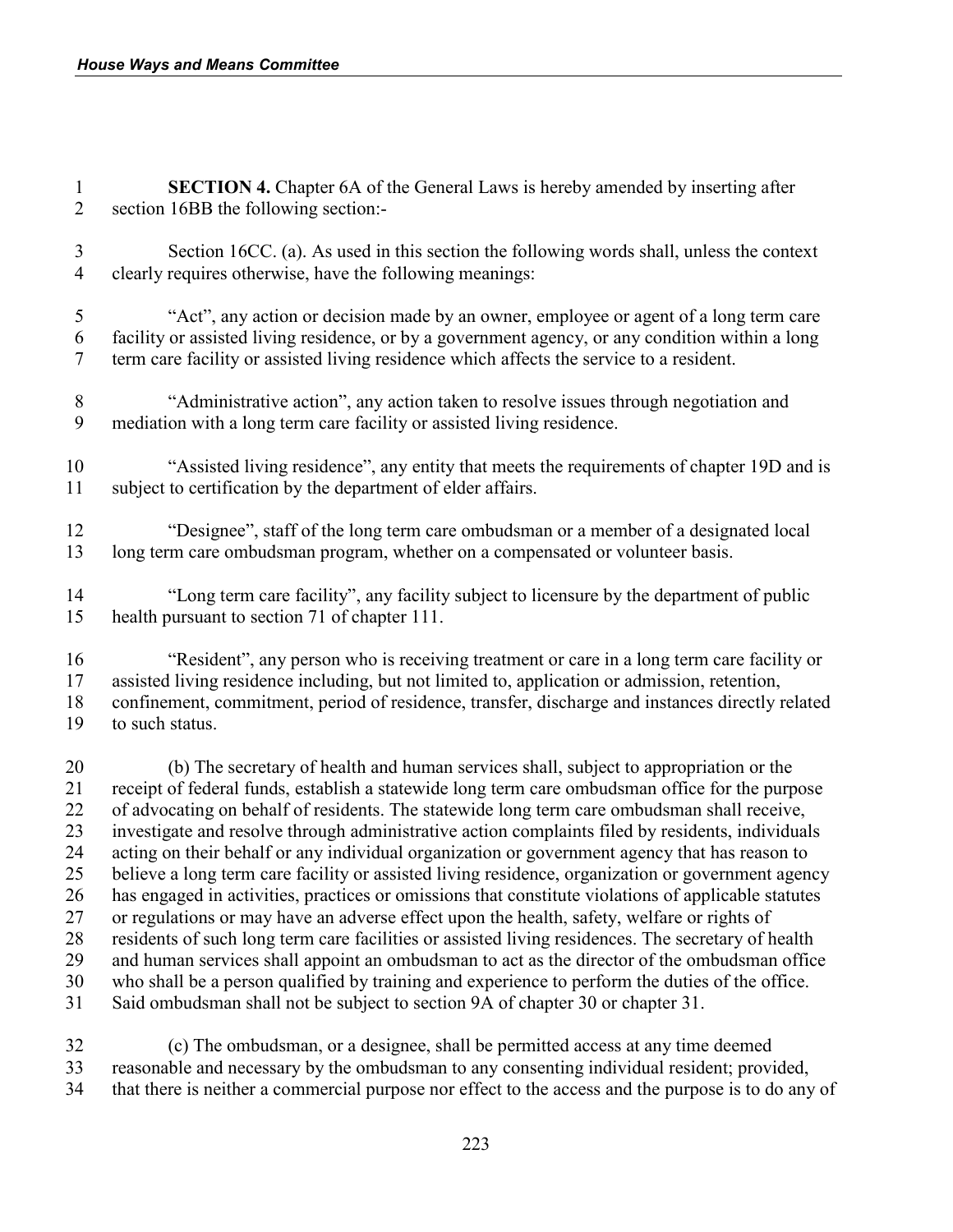**SECTION 4.** Chapter 6A of the General Laws is hereby amended by inserting after section 16BB the following section:-

Section 16CC. (a). As used in this section the following words shall, unless the context clearly requires otherwise, have the following meanings:

"Act", any action or decision made by an owner, employee or agent of a long term care facility or assisted living residence, or by a government agency, or any condition within a long term care facility or assisted living residence which affects the service to a resident.

"Administrative action", any action taken to resolve issues through negotiation and mediation with a long term care facility or assisted living residence.

"Assisted living residence", any entity that meets the requirements of chapter 19D and is subject to certification by the department of elder affairs.

"Designee", staff of the long term care ombudsman or a member of a designated local long term care ombudsman program, whether on a compensated or volunteer basis.

"Long term care facility", any facility subject to licensure by the department of public health pursuant to section 71 of chapter 111.

"Resident", any person who is receiving treatment or care in a long term care facility or assisted living residence including, but not limited to, application or admission, retention, confinement, commitment, period of residence, transfer, discharge and instances directly related to such status.

(b) The secretary of health and human services shall, subject to appropriation or the receipt of federal funds, establish a statewide long term care ombudsman office for the purpose of advocating on behalf of residents. The statewide long term care ombudsman shall receive, investigate and resolve through administrative action complaints filed by residents, individuals acting on their behalf or any individual organization or government agency that has reason to believe a long term care facility or assisted living residence, organization or government agency has engaged in activities, practices or omissions that constitute violations of applicable statutes or regulations or may have an adverse effect upon the health, safety, welfare or rights of residents of such long term care facilities or assisted living residences. The secretary of health and human services shall appoint an ombudsman to act as the director of the ombudsman office who shall be a person qualified by training and experience to perform the duties of the office. Said ombudsman shall not be subject to section 9A of chapter 30 or chapter 31.

(c) The ombudsman, or a designee, shall be permitted access at any time deemed reasonable and necessary by the ombudsman to any consenting individual resident; provided, that there is neither a commercial purpose nor effect to the access and the purpose is to do any of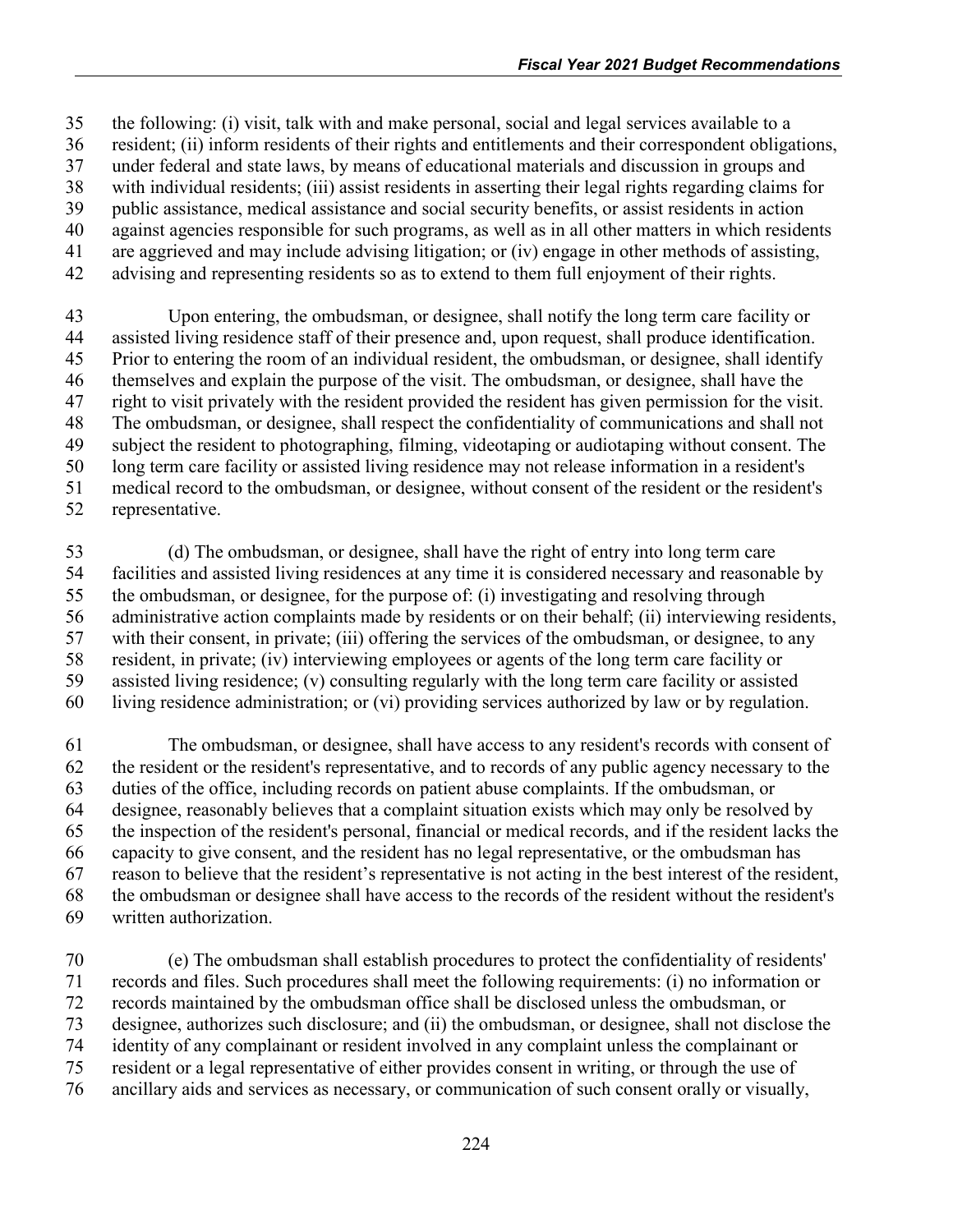the following: (i) visit, talk with and make personal, social and legal services available to a resident; (ii) inform residents of their rights and entitlements and their correspondent obligations, under federal and state laws, by means of educational materials and discussion in groups and with individual residents; (iii) assist residents in asserting their legal rights regarding claims for public assistance, medical assistance and social security benefits, or assist residents in action against agencies responsible for such programs, as well as in all other matters in which residents are aggrieved and may include advising litigation; or (iv) engage in other methods of assisting, advising and representing residents so as to extend to them full enjoyment of their rights.

Upon entering, the ombudsman, or designee, shall notify the long term care facility or assisted living residence staff of their presence and, upon request, shall produce identification. Prior to entering the room of an individual resident, the ombudsman, or designee, shall identify themselves and explain the purpose of the visit. The ombudsman, or designee, shall have the right to visit privately with the resident provided the resident has given permission for the visit. The ombudsman, or designee, shall respect the confidentiality of communications and shall not subject the resident to photographing, filming, videotaping or audiotaping without consent. The long term care facility or assisted living residence may not release information in a resident's medical record to the ombudsman, or designee, without consent of the resident or the resident's representative.

(d) The ombudsman, or designee, shall have the right of entry into long term care facilities and assisted living residences at any time it is considered necessary and reasonable by the ombudsman, or designee, for the purpose of: (i) investigating and resolving through administrative action complaints made by residents or on their behalf; (ii) interviewing residents, with their consent, in private; (iii) offering the services of the ombudsman, or designee, to any resident, in private; (iv) interviewing employees or agents of the long term care facility or assisted living residence; (v) consulting regularly with the long term care facility or assisted living residence administration; or (vi) providing services authorized by law or by regulation.

The ombudsman, or designee, shall have access to any resident's records with consent of the resident or the resident's representative, and to records of any public agency necessary to the duties of the office, including records on patient abuse complaints. If the ombudsman, or designee, reasonably believes that a complaint situation exists which may only be resolved by the inspection of the resident's personal, financial or medical records, and if the resident lacks the capacity to give consent, and the resident has no legal representative, or the ombudsman has reason to believe that the resident's representative is not acting in the best interest of the resident, the ombudsman or designee shall have access to the records of the resident without the resident's written authorization.

(e) The ombudsman shall establish procedures to protect the confidentiality of residents' records and files. Such procedures shall meet the following requirements: (i) no information or records maintained by the ombudsman office shall be disclosed unless the ombudsman, or designee, authorizes such disclosure; and (ii) the ombudsman, or designee, shall not disclose the identity of any complainant or resident involved in any complaint unless the complainant or resident or a legal representative of either provides consent in writing, or through the use of ancillary aids and services as necessary, or communication of such consent orally or visually,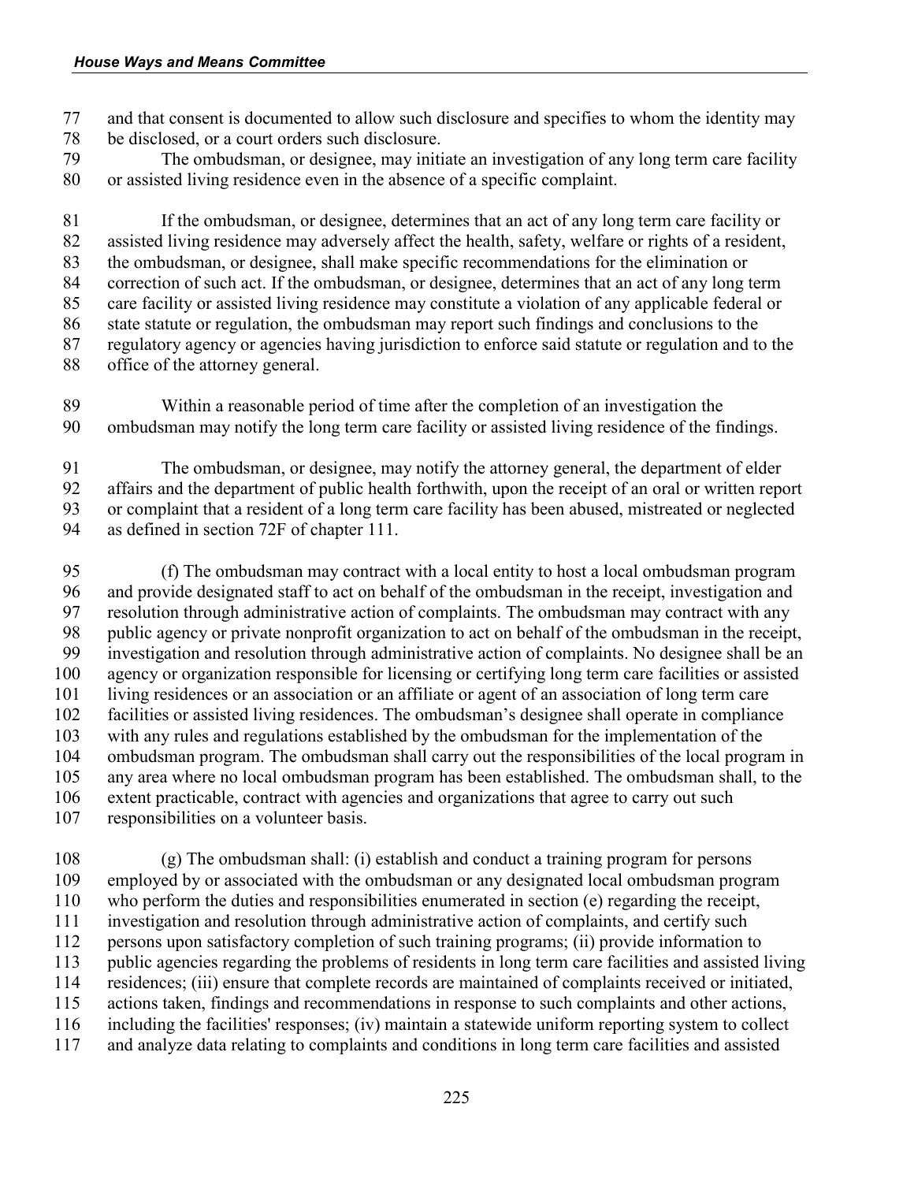and that consent is documented to allow such disclosure and specifies to whom the identity may be disclosed, or a court orders such disclosure.

The ombudsman, or designee, may initiate an investigation of any long term care facility or assisted living residence even in the absence of a specific complaint.

If the ombudsman, or designee, determines that an act of any long term care facility or assisted living residence may adversely affect the health, safety, welfare or rights of a resident, the ombudsman, or designee, shall make specific recommendations for the elimination or correction of such act. If the ombudsman, or designee, determines that an act of any long term care facility or assisted living residence may constitute a violation of any applicable federal or state statute or regulation, the ombudsman may report such findings and conclusions to the regulatory agency or agencies having jurisdiction to enforce said statute or regulation and to the office of the attorney general.

Within a reasonable period of time after the completion of an investigation the ombudsman may notify the long term care facility or assisted living residence of the findings.

The ombudsman, or designee, may notify the attorney general, the department of elder affairs and the department of public health forthwith, upon the receipt of an oral or written report or complaint that a resident of a long term care facility has been abused, mistreated or neglected as defined in section 72F of chapter 111.

(f) The ombudsman may contract with a local entity to host a local ombudsman program and provide designated staff to act on behalf of the ombudsman in the receipt, investigation and resolution through administrative action of complaints. The ombudsman may contract with any public agency or private nonprofit organization to act on behalf of the ombudsman in the receipt, investigation and resolution through administrative action of complaints. No designee shall be an agency or organization responsible for licensing or certifying long term care facilities or assisted living residences or an association or an affiliate or agent of an association of long term care facilities or assisted living residences. The ombudsman's designee shall operate in compliance with any rules and regulations established by the ombudsman for the implementation of the ombudsman program. The ombudsman shall carry out the responsibilities of the local program in any area where no local ombudsman program has been established. The ombudsman shall, to the extent practicable, contract with agencies and organizations that agree to carry out such responsibilities on a volunteer basis.

(g) The ombudsman shall: (i) establish and conduct a training program for persons employed by or associated with the ombudsman or any designated local ombudsman program who perform the duties and responsibilities enumerated in section (e) regarding the receipt, investigation and resolution through administrative action of complaints, and certify such persons upon satisfactory completion of such training programs; (ii) provide information to public agencies regarding the problems of residents in long term care facilities and assisted living residences; (iii) ensure that complete records are maintained of complaints received or initiated, actions taken, findings and recommendations in response to such complaints and other actions, including the facilities' responses; (iv) maintain a statewide uniform reporting system to collect and analyze data relating to complaints and conditions in long term care facilities and assisted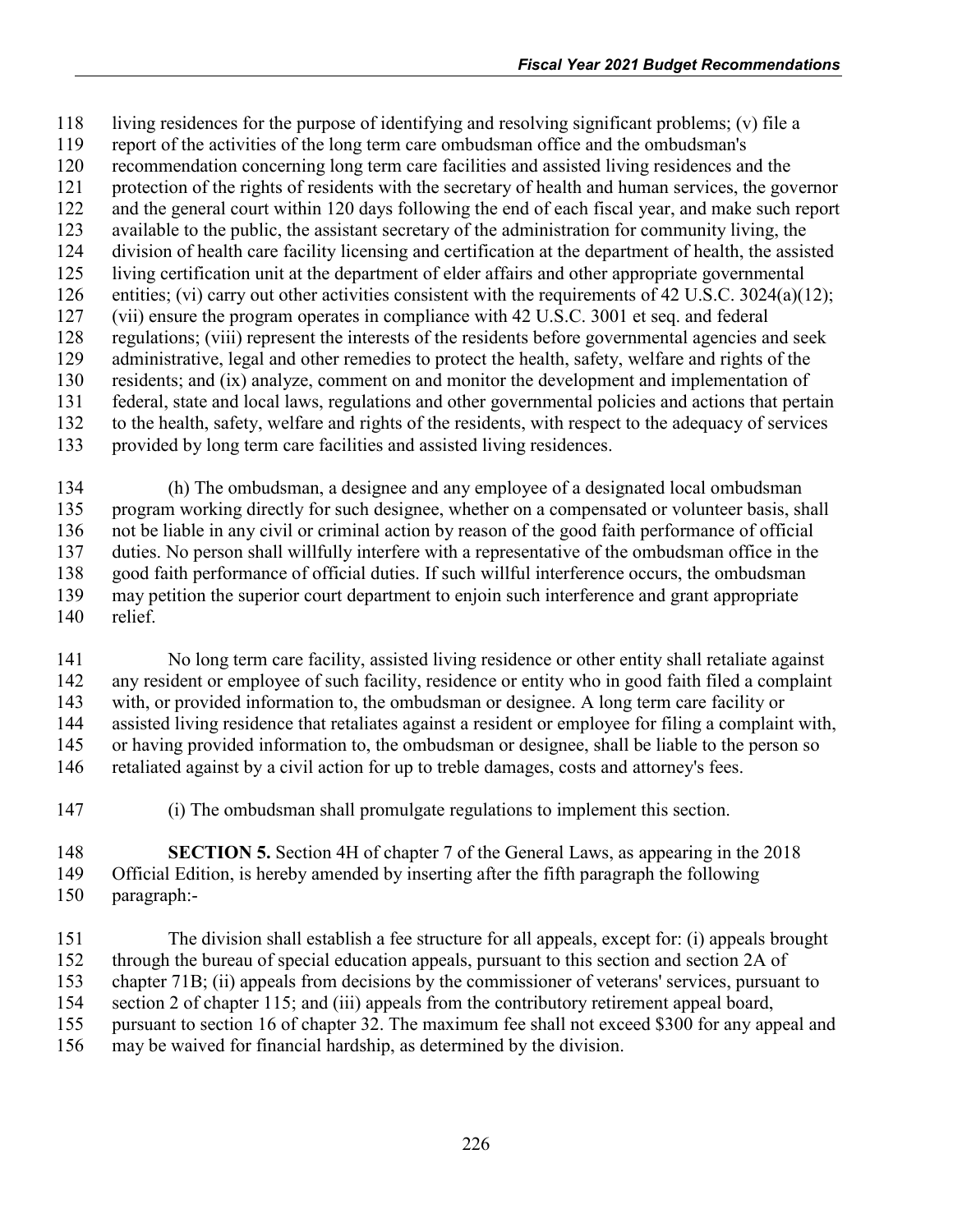living residences for the purpose of identifying and resolving significant problems; (v) file a report of the activities of the long term care ombudsman office and the ombudsman's recommendation concerning long term care facilities and assisted living residences and the protection of the rights of residents with the secretary of health and human services, the governor and the general court within 120 days following the end of each fiscal year, and make such report available to the public, the assistant secretary of the administration for community living, the division of health care facility licensing and certification at the department of health, the assisted living certification unit at the department of elder affairs and other appropriate governmental entities; (vi) carry out other activities consistent with the requirements of 42 U.S.C. 3024(a)(12); (vii) ensure the program operates in compliance with 42 U.S.C. 3001 et seq. and federal regulations; (viii) represent the interests of the residents before governmental agencies and seek administrative, legal and other remedies to protect the health, safety, welfare and rights of the residents; and (ix) analyze, comment on and monitor the development and implementation of federal, state and local laws, regulations and other governmental policies and actions that pertain to the health, safety, welfare and rights of the residents, with respect to the adequacy of services provided by long term care facilities and assisted living residences.

(h) The ombudsman, a designee and any employee of a designated local ombudsman program working directly for such designee, whether on a compensated or volunteer basis, shall not be liable in any civil or criminal action by reason of the good faith performance of official duties. No person shall willfully interfere with a representative of the ombudsman office in the good faith performance of official duties. If such willful interference occurs, the ombudsman may petition the superior court department to enjoin such interference and grant appropriate relief.

No long term care facility, assisted living residence or other entity shall retaliate against any resident or employee of such facility, residence or entity who in good faith filed a complaint with, or provided information to, the ombudsman or designee. A long term care facility or assisted living residence that retaliates against a resident or employee for filing a complaint with, or having provided information to, the ombudsman or designee, shall be liable to the person so retaliated against by a civil action for up to treble damages, costs and attorney's fees.

(i) The ombudsman shall promulgate regulations to implement this section.

**SECTION 5.** Section 4H of chapter 7 of the General Laws, as appearing in the 2018 Official Edition, is hereby amended by inserting after the fifth paragraph the following paragraph:-

The division shall establish a fee structure for all appeals, except for: (i) appeals brought through the bureau of special education appeals, pursuant to this section and section 2A of chapter 71B; (ii) appeals from decisions by the commissioner of veterans' services, pursuant to section 2 of chapter 115; and (iii) appeals from the contributory retirement appeal board, pursuant to section 16 of chapter 32. The maximum fee shall not exceed $300 for any appeal and may be waived for financial hardship, as determined by the division.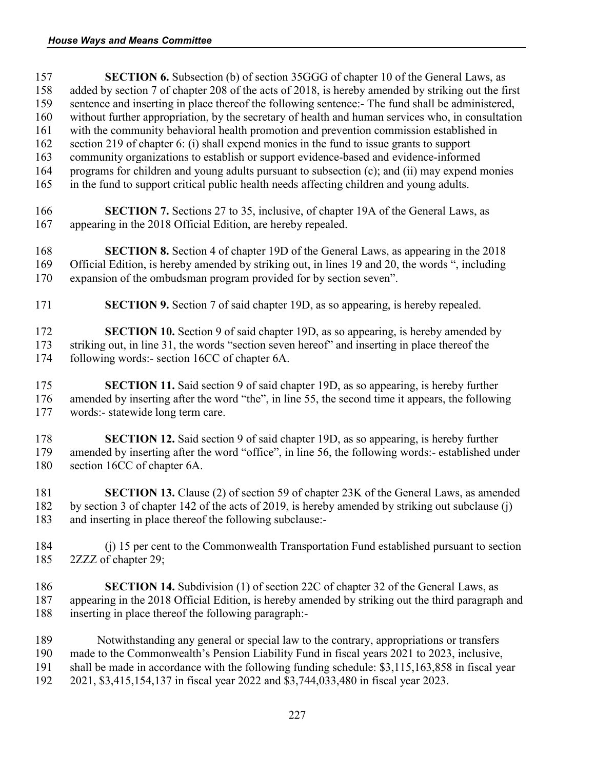**SECTION 6.** Subsection (b) of section 35GGG of chapter 10 of the General Laws, as added by section 7 of chapter 208 of the acts of 2018, is hereby amended by striking out the first sentence and inserting in place thereof the following sentence:- The fund shall be administered, without further appropriation, by the secretary of health and human services who, in consultation with the community behavioral health promotion and prevention commission established in section 219 of chapter 6: (i) shall expend monies in the fund to issue grants to support community organizations to establish or support evidence-based and evidence-informed programs for children and young adults pursuant to subsection (c); and (ii) may expend monies in the fund to support critical public health needs affecting children and young adults.

**SECTION 7.** Sections 27 to 35, inclusive, of chapter 19A of the General Laws, as appearing in the 2018 Official Edition, are hereby repealed.

**SECTION 8.** Section 4 of chapter 19D of the General Laws, as appearing in the 2018 Official Edition, is hereby amended by striking out, in lines 19 and 20, the words ", including expansion of the ombudsman program provided for by section seven".

**SECTION 9.** Section 7 of said chapter 19D, as so appearing, is hereby repealed.

**SECTION 10.** Section 9 of said chapter 19D, as so appearing, is hereby amended by striking out, in line 31, the words "section seven hereof" and inserting in place thereof the following words:- section 16CC of chapter 6A.

**SECTION 11.** Said section 9 of said chapter 19D, as so appearing, is hereby further amended by inserting after the word "the", in line 55, the second time it appears, the following words:- statewide long term care.

**SECTION 12.** Said section 9 of said chapter 19D, as so appearing, is hereby further amended by inserting after the word "office", in line 56, the following words:- established under section 16CC of chapter 6A.

**SECTION 13.** Clause (2) of section 59 of chapter 23K of the General Laws, as amended by section 3 of chapter 142 of the acts of 2019, is hereby amended by striking out subclause (j) and inserting in place thereof the following subclause:-

(j) 15 per cent to the Commonwealth Transportation Fund established pursuant to section 2ZZZ of chapter 29;

**SECTION 14.** Subdivision (1) of section 22C of chapter 32 of the General Laws, as appearing in the 2018 Official Edition, is hereby amended by striking out the third paragraph and inserting in place thereof the following paragraph:-

Notwithstanding any general or special law to the contrary, appropriations or transfers made to the Commonwealth's Pension Liability Fund in fiscal years 2021 to 2023, inclusive, shall be made in accordance with the following funding schedule: $3,115,163,858 in fiscal year 2021, $3,415,154,137 in fiscal year 2022 and $3,744,033,480 in fiscal year 2023.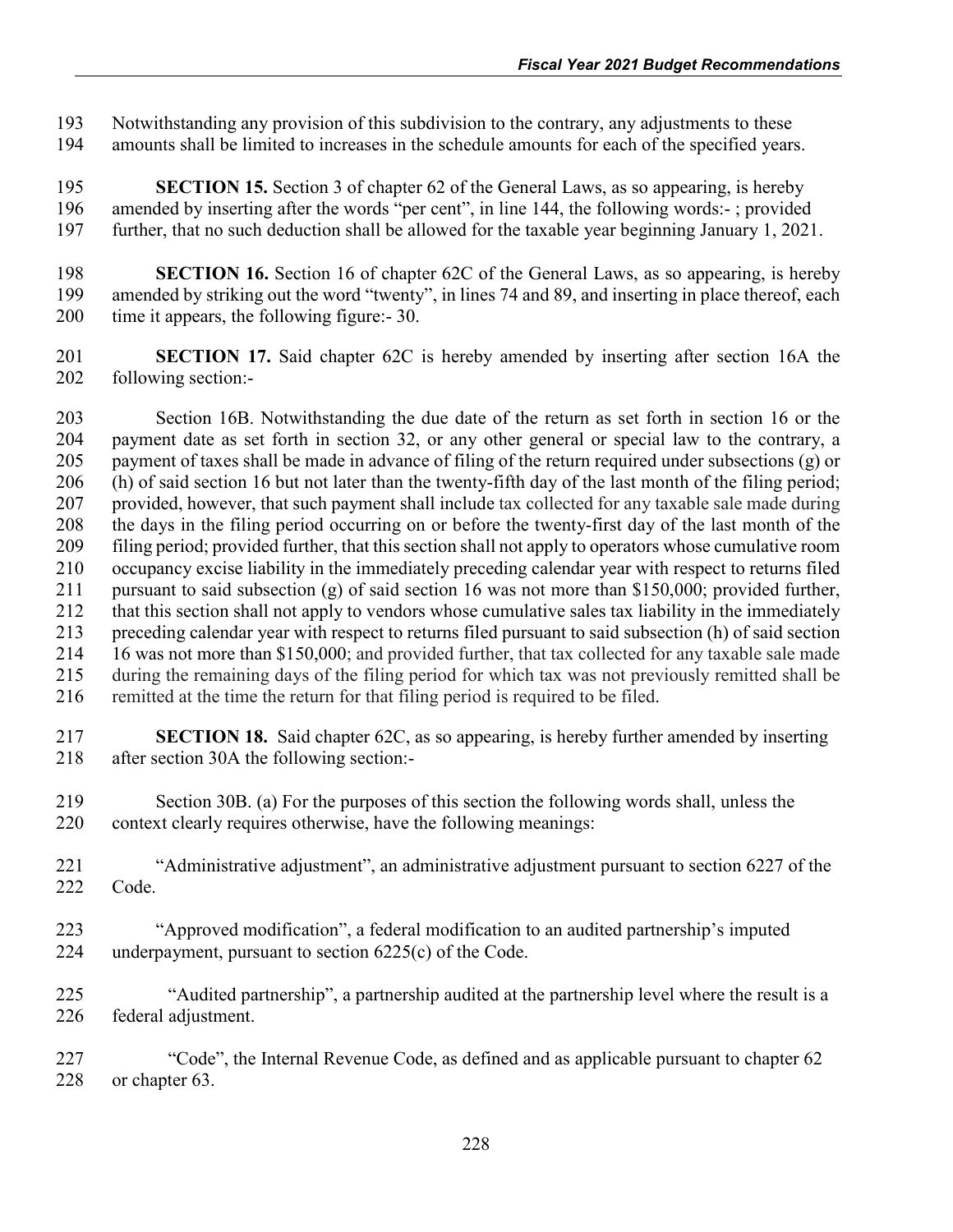Notwithstanding any provision of this subdivision to the contrary, any adjustments to these amounts shall be limited to increases in the schedule amounts for each of the specified years.

**SECTION 15.** Section 3 of chapter 62 of the General Laws, as so appearing, is hereby amended by inserting after the words "per cent", in line 144, the following words:- ; provided further, that no such deduction shall be allowed for the taxable year beginning January 1, 2021.

**SECTION 16.** Section 16 of chapter 62C of the General Laws, as so appearing, is hereby amended by striking out the word "twenty", in lines 74 and 89, and inserting in place thereof, each time it appears, the following figure:- 30.

**SECTION 17.** Said chapter 62C is hereby amended by inserting after section 16A the following section:-

Section 16B. Notwithstanding the due date of the return as set forth in section 16 or the payment date as set forth in section 32, or any other general or special law to the contrary, a payment of taxes shall be made in advance of filing of the return required under subsections (g) or (h) of said section 16 but not later than the twenty-fifth day of the last month of the filing period; provided, however, that such payment shall include tax collected for any taxable sale made during the days in the filing period occurring on or before the twenty-first day of the last month of the filing period; provided further, that this section shall not apply to operators whose cumulative room occupancy excise liability in the immediately preceding calendar year with respect to returns filed pursuant to said subsection (g) of said section 16 was not more than $150,000; provided further, that this section shall not apply to vendors whose cumulative sales tax liability in the immediately preceding calendar year with respect to returns filed pursuant to said subsection (h) of said section 16 was not more than $150,000; and provided further, that tax collected for any taxable sale made during the remaining days of the filing period for which tax was not previously remitted shall be remitted at the time the return for that filing period is required to be filed.

**SECTION 18.** Said chapter 62C, as so appearing, is hereby further amended by inserting after section 30A the following section:-

Section 30B. (a) For the purposes of this section the following words shall, unless the context clearly requires otherwise, have the following meanings:

"Administrative adjustment", an administrative adjustment pursuant to section 6227 of the Code.

"Approved modification", a federal modification to an audited partnership's imputed underpayment, pursuant to section 6225(c) of the Code.

"Audited partnership", a partnership audited at the partnership level where the result is a federal adjustment.

"Code", the Internal Revenue Code, as defined and as applicable pursuant to chapter 62 or chapter 63.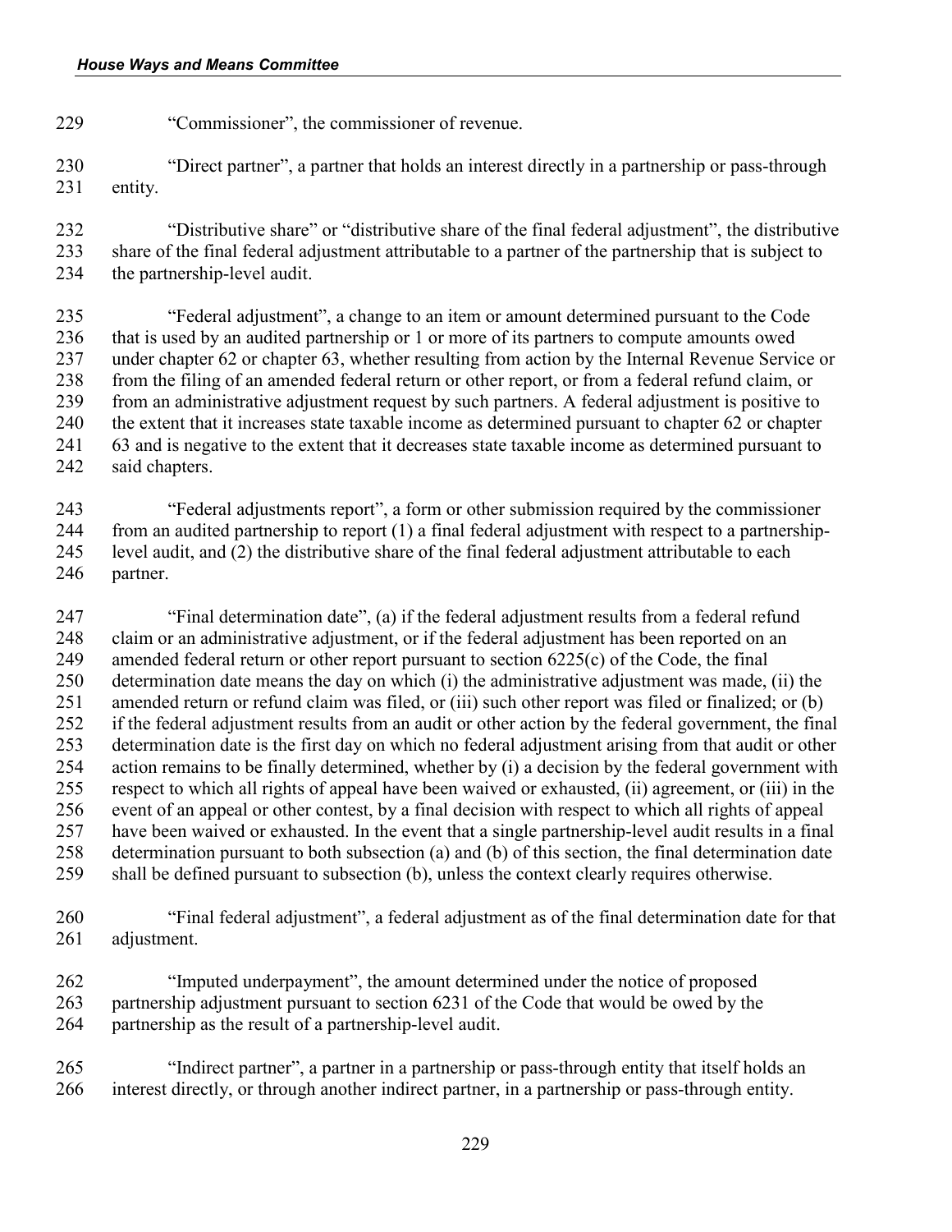"Commissioner", the commissioner of revenue.

"Direct partner", a partner that holds an interest directly in a partnership or pass-through entity.

"Distributive share" or "distributive share of the final federal adjustment", the distributive share of the final federal adjustment attributable to a partner of the partnership that is subject to the partnership-level audit.

"Federal adjustment", a change to an item or amount determined pursuant to the Code that is used by an audited partnership or 1 or more of its partners to compute amounts owed under chapter 62 or chapter 63, whether resulting from action by the Internal Revenue Service or from the filing of an amended federal return or other report, or from a federal refund claim, or from an administrative adjustment request by such partners. A federal adjustment is positive to the extent that it increases state taxable income as determined pursuant to chapter 62 or chapter 63 and is negative to the extent that it decreases state taxable income as determined pursuant to said chapters.

"Federal adjustments report", a form or other submission required by the commissioner from an audited partnership to report (1) a final federal adjustment with respect to a partnership-level audit, and (2) the distributive share of the final federal adjustment attributable to each partner.

"Final determination date", (a) if the federal adjustment results from a federal refund claim or an administrative adjustment, or if the federal adjustment has been reported on an amended federal return or other report pursuant to section 6225(c) of the Code, the final determination date means the day on which (i) the administrative adjustment was made, (ii) the amended return or refund claim was filed, or (iii) such other report was filed or finalized; or (b) if the federal adjustment results from an audit or other action by the federal government, the final determination date is the first day on which no federal adjustment arising from that audit or other action remains to be finally determined, whether by (i) a decision by the federal government with respect to which all rights of appeal have been waived or exhausted, (ii) agreement, or (iii) in the event of an appeal or other contest, by a final decision with respect to which all rights of appeal have been waived or exhausted. In the event that a single partnership-level audit results in a final determination pursuant to both subsection (a) and (b) of this section, the final determination date shall be defined pursuant to subsection (b), unless the context clearly requires otherwise.

"Final federal adjustment", a federal adjustment as of the final determination date for that adjustment.

"Imputed underpayment", the amount determined under the notice of proposed partnership adjustment pursuant to section 6231 of the Code that would be owed by the partnership as the result of a partnership-level audit.

"Indirect partner", a partner in a partnership or pass-through entity that itself holds an interest directly, or through another indirect partner, in a partnership or pass-through entity.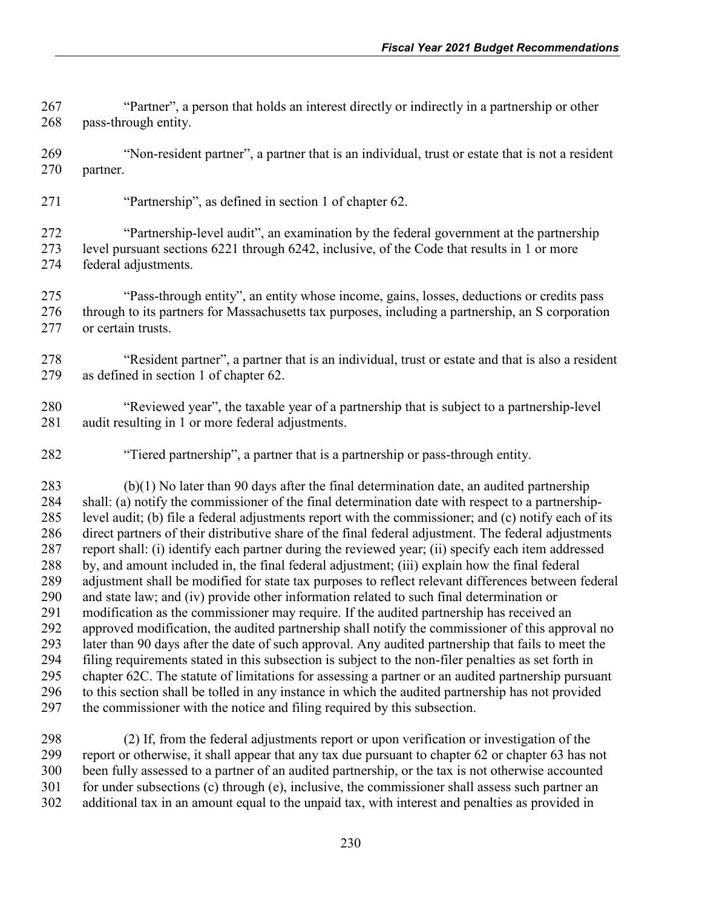"Partner", a person that holds an interest directly or indirectly in a partnership or other pass-through entity.

"Non-resident partner", a partner that is an individual, trust or estate that is not a resident partner.

"Partnership", as defined in section 1 of chapter 62.

"Partnership-level audit", an examination by the federal government at the partnership level pursuant sections 6221 through 6242, inclusive, of the Code that results in 1 or more federal adjustments.

"Pass-through entity", an entity whose income, gains, losses, deductions or credits pass through to its partners for Massachusetts tax purposes, including a partnership, an S corporation or certain trusts.

"Resident partner", a partner that is an individual, trust or estate and that is also a resident as defined in section 1 of chapter 62.

"Reviewed year", the taxable year of a partnership that is subject to a partnership-level audit resulting in 1 or more federal adjustments.

"Tiered partnership", a partner that is a partnership or pass-through entity.

(b)(1) No later than 90 days after the final determination date, an audited partnership shall: (a) notify the commissioner of the final determination date with respect to a partnership-level audit; (b) file a federal adjustments report with the commissioner; and (c) notify each of its direct partners of their distributive share of the final federal adjustment. The federal adjustments report shall: (i) identify each partner during the reviewed year; (ii) specify each item addressed by, and amount included in, the final federal adjustment; (iii) explain how the final federal adjustment shall be modified for state tax purposes to reflect relevant differences between federal and state law; and (iv) provide other information related to such final determination or modification as the commissioner may require. If the audited partnership has received an approved modification, the audited partnership shall notify the commissioner of this approval no later than 90 days after the date of such approval. Any audited partnership that fails to meet the filing requirements stated in this subsection is subject to the non-filer penalties as set forth in chapter 62C. The statute of limitations for assessing a partner or an audited partnership pursuant to this section shall be tolled in any instance in which the audited partnership has not provided the commissioner with the notice and filing required by this subsection.

(2) If, from the federal adjustments report or upon verification or investigation of the report or otherwise, it shall appear that any tax due pursuant to chapter 62 or chapter 63 has not been fully assessed to a partner of an audited partnership, or the tax is not otherwise accounted for under subsections (c) through (e), inclusive, the commissioner shall assess such partner an additional tax in an amount equal to the unpaid tax, with interest and penalties as provided in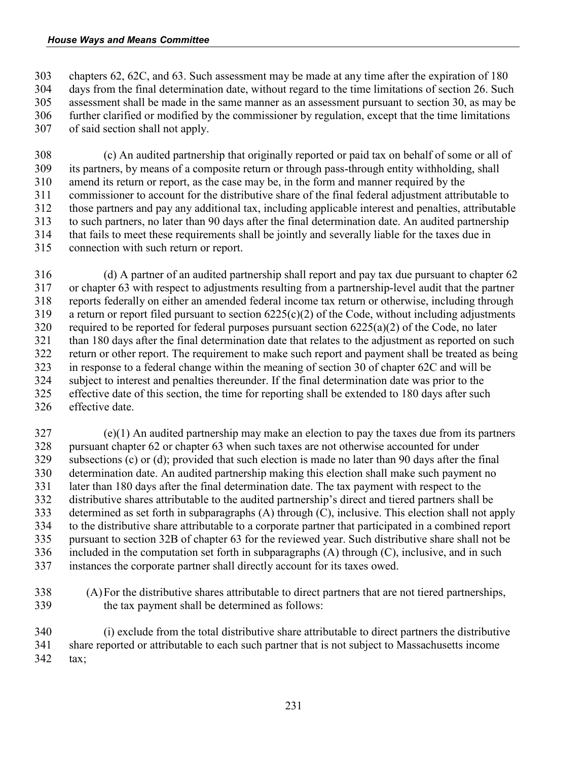chapters 62, 62C, and 63. Such assessment may be made at any time after the expiration of 180 days from the final determination date, without regard to the time limitations of section 26. Such assessment shall be made in the same manner as an assessment pursuant to section 30, as may be further clarified or modified by the commissioner by regulation, except that the time limitations of said section shall not apply.

(c) An audited partnership that originally reported or paid tax on behalf of some or all of its partners, by means of a composite return or through pass-through entity withholding, shall amend its return or report, as the case may be, in the form and manner required by the commissioner to account for the distributive share of the final federal adjustment attributable to those partners and pay any additional tax, including applicable interest and penalties, attributable to such partners, no later than 90 days after the final determination date. An audited partnership that fails to meet these requirements shall be jointly and severally liable for the taxes due in connection with such return or report.

(d) A partner of an audited partnership shall report and pay tax due pursuant to chapter 62 or chapter 63 with respect to adjustments resulting from a partnership-level audit that the partner reports federally on either an amended federal income tax return or otherwise, including through a return or report filed pursuant to section 6225(c)(2) of the Code, without including adjustments required to be reported for federal purposes pursuant section 6225(a)(2) of the Code, no later than 180 days after the final determination date that relates to the adjustment as reported on such return or other report. The requirement to make such report and payment shall be treated as being in response to a federal change within the meaning of section 30 of chapter 62C and will be subject to interest and penalties thereunder. If the final determination date was prior to the effective date of this section, the time for reporting shall be extended to 180 days after such effective date.

(e)(1) An audited partnership may make an election to pay the taxes due from its partners pursuant chapter 62 or chapter 63 when such taxes are not otherwise accounted for under subsections (c) or (d); provided that such election is made no later than 90 days after the final determination date. An audited partnership making this election shall make such payment no later than 180 days after the final determination date. The tax payment with respect to the distributive shares attributable to the audited partnership's direct and tiered partners shall be determined as set forth in subparagraphs (A) through (C), inclusive. This election shall not apply to the distributive share attributable to a corporate partner that participated in a combined report pursuant to section 32B of chapter 63 for the reviewed year. Such distributive share shall not be included in the computation set forth in subparagraphs (A) through (C), inclusive, and in such instances the corporate partner shall directly account for its taxes owed.

(A) For the distributive shares attributable to direct partners that are not tiered partnerships, the tax payment shall be determined as follows:

(i) exclude from the total distributive share attributable to direct partners the distributive share reported or attributable to each such partner that is not subject to Massachusetts income tax;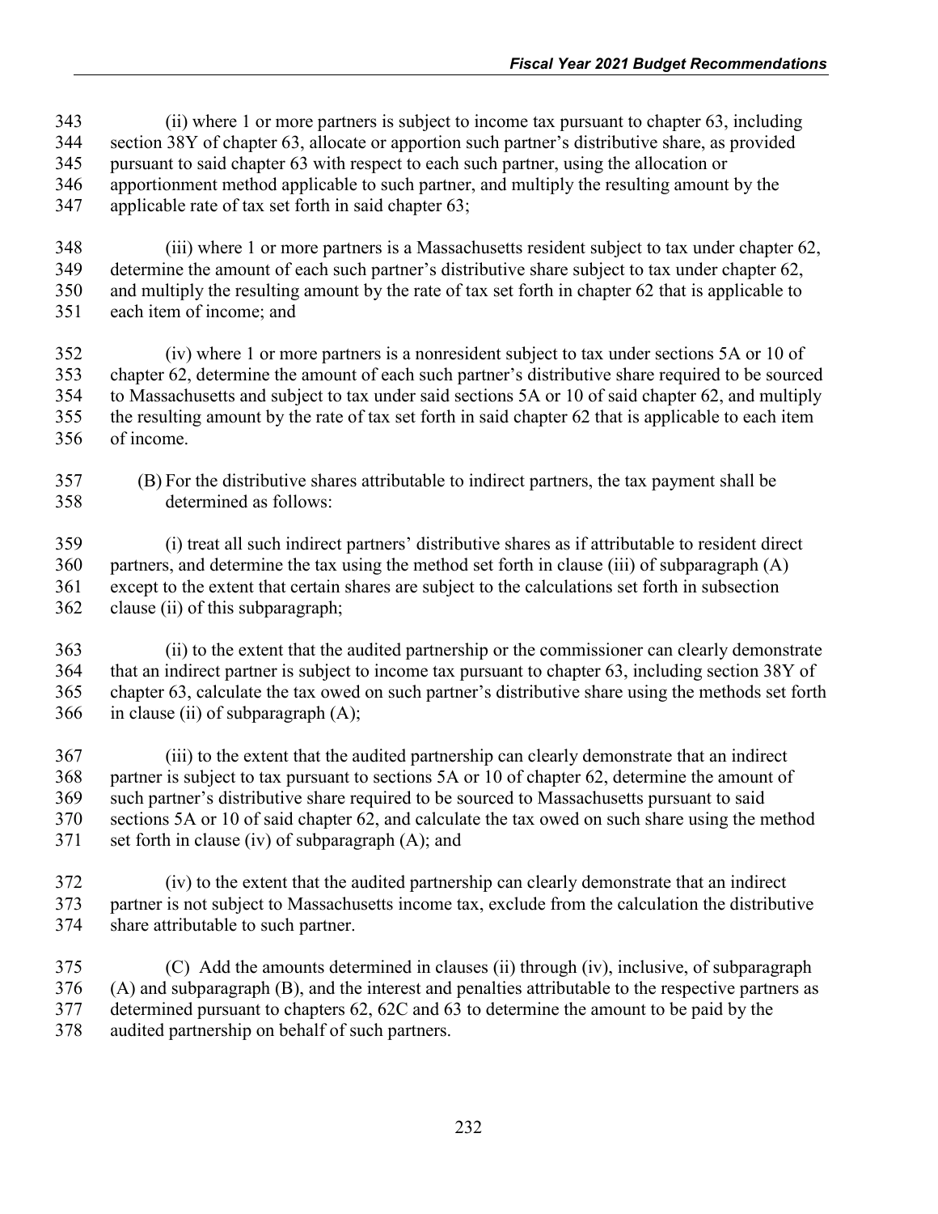(ii) where 1 or more partners is subject to income tax pursuant to chapter 63, including section 38Y of chapter 63, allocate or apportion such partner's distributive share, as provided pursuant to said chapter 63 with respect to each such partner, using the allocation or apportionment method applicable to such partner, and multiply the resulting amount by the applicable rate of tax set forth in said chapter 63;

(iii) where 1 or more partners is a Massachusetts resident subject to tax under chapter 62, determine the amount of each such partner's distributive share subject to tax under chapter 62, and multiply the resulting amount by the rate of tax set forth in chapter 62 that is applicable to each item of income; and

(iv) where 1 or more partners is a nonresident subject to tax under sections 5A or 10 of chapter 62, determine the amount of each such partner's distributive share required to be sourced to Massachusetts and subject to tax under said sections 5A or 10 of said chapter 62, and multiply the resulting amount by the rate of tax set forth in said chapter 62 that is applicable to each item of income.

(B) For the distributive shares attributable to indirect partners, the tax payment shall be determined as follows:

(i) treat all such indirect partners' distributive shares as if attributable to resident direct partners, and determine the tax using the method set forth in clause (iii) of subparagraph (A) except to the extent that certain shares are subject to the calculations set forth in subsection clause (ii) of this subparagraph;

(ii) to the extent that the audited partnership or the commissioner can clearly demonstrate that an indirect partner is subject to income tax pursuant to chapter 63, including section 38Y of chapter 63, calculate the tax owed on such partner's distributive share using the methods set forth in clause (ii) of subparagraph (A);

(iii) to the extent that the audited partnership can clearly demonstrate that an indirect partner is subject to tax pursuant to sections 5A or 10 of chapter 62, determine the amount of such partner's distributive share required to be sourced to Massachusetts pursuant to said sections 5A or 10 of said chapter 62, and calculate the tax owed on such share using the method set forth in clause (iv) of subparagraph (A); and

(iv) to the extent that the audited partnership can clearly demonstrate that an indirect partner is not subject to Massachusetts income tax, exclude from the calculation the distributive share attributable to such partner.

(C) Add the amounts determined in clauses (ii) through (iv), inclusive, of subparagraph (A) and subparagraph (B), and the interest and penalties attributable to the respective partners as determined pursuant to chapters 62, 62C and 63 to determine the amount to be paid by the audited partnership on behalf of such partners.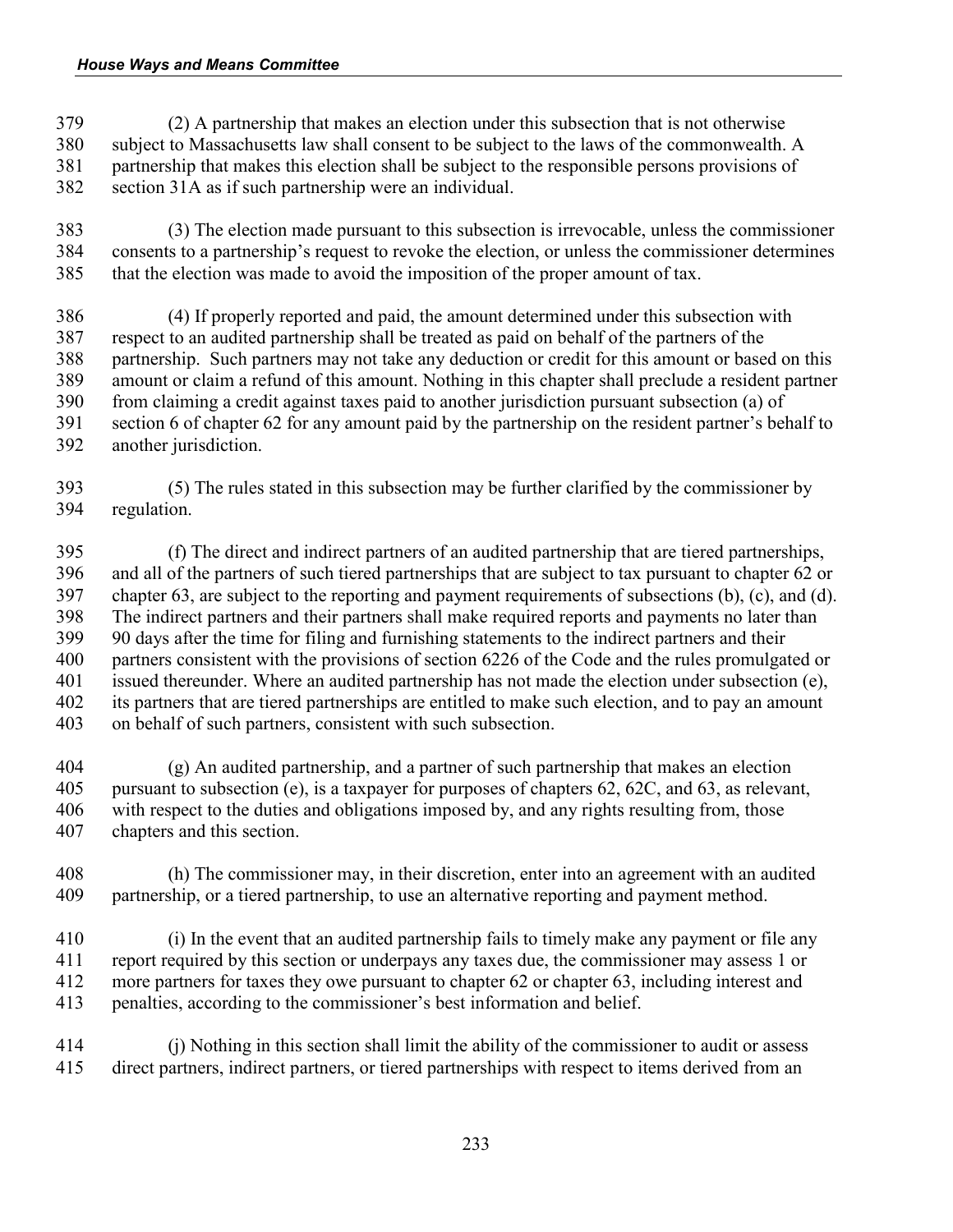(2) A partnership that makes an election under this subsection that is not otherwise subject to Massachusetts law shall consent to be subject to the laws of the commonwealth. A partnership that makes this election shall be subject to the responsible persons provisions of section 31A as if such partnership were an individual.

(3) The election made pursuant to this subsection is irrevocable, unless the commissioner consents to a partnership's request to revoke the election, or unless the commissioner determines that the election was made to avoid the imposition of the proper amount of tax.

(4) If properly reported and paid, the amount determined under this subsection with respect to an audited partnership shall be treated as paid on behalf of the partners of the partnership. Such partners may not take any deduction or credit for this amount or based on this amount or claim a refund of this amount. Nothing in this chapter shall preclude a resident partner from claiming a credit against taxes paid to another jurisdiction pursuant subsection (a) of section 6 of chapter 62 for any amount paid by the partnership on the resident partner's behalf to another jurisdiction.

(5) The rules stated in this subsection may be further clarified by the commissioner by regulation.

(f) The direct and indirect partners of an audited partnership that are tiered partnerships, and all of the partners of such tiered partnerships that are subject to tax pursuant to chapter 62 or chapter 63, are subject to the reporting and payment requirements of subsections (b), (c), and (d). The indirect partners and their partners shall make required reports and payments no later than 90 days after the time for filing and furnishing statements to the indirect partners and their partners consistent with the provisions of section 6226 of the Code and the rules promulgated or issued thereunder. Where an audited partnership has not made the election under subsection (e), its partners that are tiered partnerships are entitled to make such election, and to pay an amount on behalf of such partners, consistent with such subsection.

(g) An audited partnership, and a partner of such partnership that makes an election pursuant to subsection (e), is a taxpayer for purposes of chapters 62, 62C, and 63, as relevant, with respect to the duties and obligations imposed by, and any rights resulting from, those chapters and this section.

(h) The commissioner may, in their discretion, enter into an agreement with an audited partnership, or a tiered partnership, to use an alternative reporting and payment method.

(i) In the event that an audited partnership fails to timely make any payment or file any report required by this section or underpays any taxes due, the commissioner may assess 1 or more partners for taxes they owe pursuant to chapter 62 or chapter 63, including interest and penalties, according to the commissioner's best information and belief.

(j) Nothing in this section shall limit the ability of the commissioner to audit or assess direct partners, indirect partners, or tiered partnerships with respect to items derived from an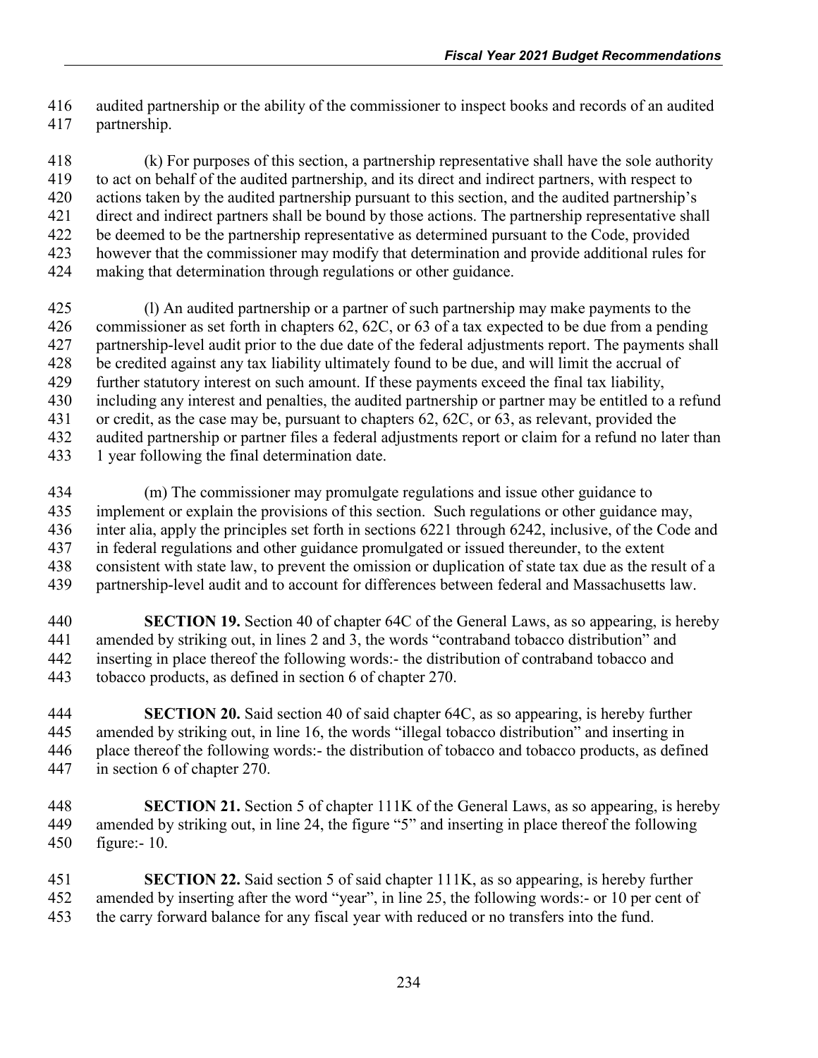audited partnership or the ability of the commissioner to inspect books and records of an audited partnership.

(k) For purposes of this section, a partnership representative shall have the sole authority to act on behalf of the audited partnership, and its direct and indirect partners, with respect to actions taken by the audited partnership pursuant to this section, and the audited partnership's direct and indirect partners shall be bound by those actions. The partnership representative shall be deemed to be the partnership representative as determined pursuant to the Code, provided however that the commissioner may modify that determination and provide additional rules for making that determination through regulations or other guidance.

(l) An audited partnership or a partner of such partnership may make payments to the commissioner as set forth in chapters 62, 62C, or 63 of a tax expected to be due from a pending partnership-level audit prior to the due date of the federal adjustments report. The payments shall be credited against any tax liability ultimately found to be due, and will limit the accrual of further statutory interest on such amount. If these payments exceed the final tax liability, including any interest and penalties, the audited partnership or partner may be entitled to a refund or credit, as the case may be, pursuant to chapters 62, 62C, or 63, as relevant, provided the audited partnership or partner files a federal adjustments report or claim for a refund no later than 1 year following the final determination date.

(m) The commissioner may promulgate regulations and issue other guidance to implement or explain the provisions of this section. Such regulations or other guidance may, inter alia, apply the principles set forth in sections 6221 through 6242, inclusive, of the Code and in federal regulations and other guidance promulgated or issued thereunder, to the extent consistent with state law, to prevent the omission or duplication of state tax due as the result of a partnership-level audit and to account for differences between federal and Massachusetts law.

**SECTION 19.** Section 40 of chapter 64C of the General Laws, as so appearing, is hereby amended by striking out, in lines 2 and 3, the words "contraband tobacco distribution" and inserting in place thereof the following words:- the distribution of contraband tobacco and tobacco products, as defined in section 6 of chapter 270.

**SECTION 20.** Said section 40 of said chapter 64C, as so appearing, is hereby further amended by striking out, in line 16, the words "illegal tobacco distribution" and inserting in place thereof the following words:- the distribution of tobacco and tobacco products, as defined in section 6 of chapter 270.

**SECTION 21.** Section 5 of chapter 111K of the General Laws, as so appearing, is hereby amended by striking out, in line 24, the figure "5" and inserting in place thereof the following figure:- 10.

**SECTION 22.** Said section 5 of said chapter 111K, as so appearing, is hereby further amended by inserting after the word "year", in line 25, the following words:- or 10 per cent of the carry forward balance for any fiscal year with reduced or no transfers into the fund.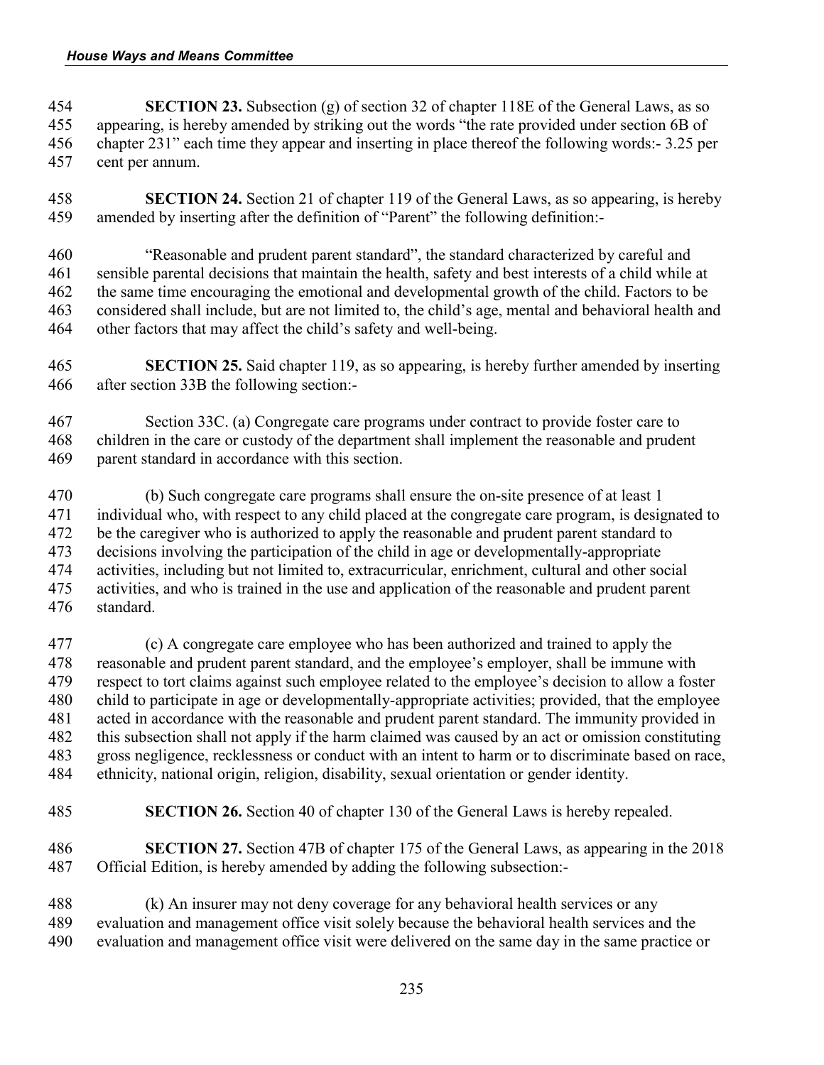**SECTION 23.** Subsection (g) of section 32 of chapter 118E of the General Laws, as so appearing, is hereby amended by striking out the words "the rate provided under section 6B of chapter 231" each time they appear and inserting in place thereof the following words:- 3.25 per cent per annum.

**SECTION 24.** Section 21 of chapter 119 of the General Laws, as so appearing, is hereby amended by inserting after the definition of "Parent" the following definition:-

"Reasonable and prudent parent standard", the standard characterized by careful and sensible parental decisions that maintain the health, safety and best interests of a child while at the same time encouraging the emotional and developmental growth of the child. Factors to be considered shall include, but are not limited to, the child's age, mental and behavioral health and other factors that may affect the child's safety and well-being.

**SECTION 25.** Said chapter 119, as so appearing, is hereby further amended by inserting after section 33B the following section:-

Section 33C. (a) Congregate care programs under contract to provide foster care to children in the care or custody of the department shall implement the reasonable and prudent parent standard in accordance with this section.

(b) Such congregate care programs shall ensure the on-site presence of at least 1 individual who, with respect to any child placed at the congregate care program, is designated to be the caregiver who is authorized to apply the reasonable and prudent parent standard to decisions involving the participation of the child in age or developmentally-appropriate activities, including but not limited to, extracurricular, enrichment, cultural and other social activities, and who is trained in the use and application of the reasonable and prudent parent standard.

(c) A congregate care employee who has been authorized and trained to apply the reasonable and prudent parent standard, and the employee's employer, shall be immune with respect to tort claims against such employee related to the employee's decision to allow a foster child to participate in age or developmentally-appropriate activities; provided, that the employee acted in accordance with the reasonable and prudent parent standard. The immunity provided in this subsection shall not apply if the harm claimed was caused by an act or omission constituting gross negligence, recklessness or conduct with an intent to harm or to discriminate based on race, ethnicity, national origin, religion, disability, sexual orientation or gender identity.

**SECTION 26.** Section 40 of chapter 130 of the General Laws is hereby repealed.

**SECTION 27.** Section 47B of chapter 175 of the General Laws, as appearing in the 2018 Official Edition, is hereby amended by adding the following subsection:-

(k) An insurer may not deny coverage for any behavioral health services or any evaluation and management office visit solely because the behavioral health services and the evaluation and management office visit were delivered on the same day in the same practice or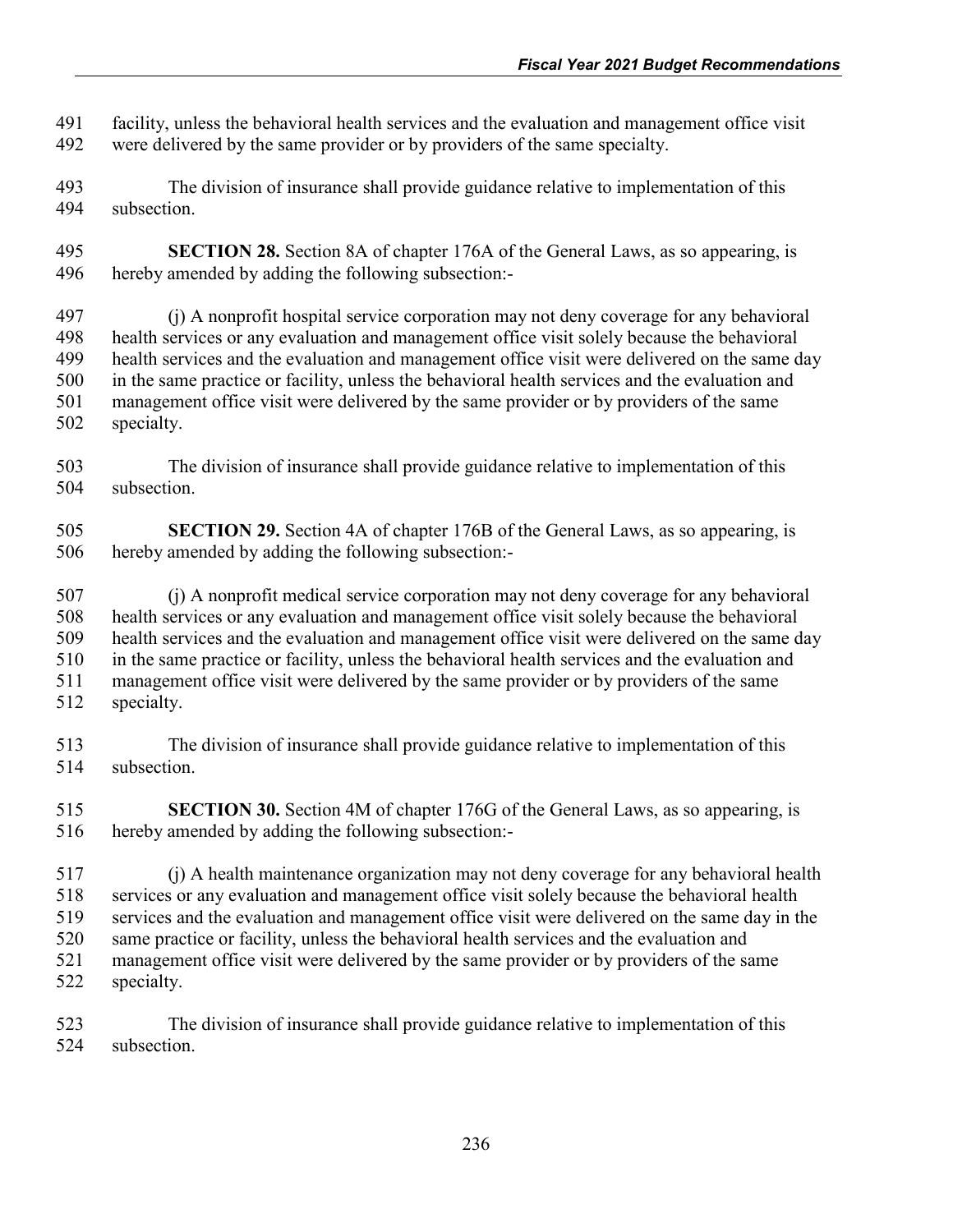facility, unless the behavioral health services and the evaluation and management office visit were delivered by the same provider or by providers of the same specialty.

The division of insurance shall provide guidance relative to implementation of this subsection.

**SECTION 28.** Section 8A of chapter 176A of the General Laws, as so appearing, is hereby amended by adding the following subsection:-

(j) A nonprofit hospital service corporation may not deny coverage for any behavioral health services or any evaluation and management office visit solely because the behavioral health services and the evaluation and management office visit were delivered on the same day in the same practice or facility, unless the behavioral health services and the evaluation and management office visit were delivered by the same provider or by providers of the same specialty.

The division of insurance shall provide guidance relative to implementation of this subsection.

**SECTION 29.** Section 4A of chapter 176B of the General Laws, as so appearing, is hereby amended by adding the following subsection:-

(j) A nonprofit medical service corporation may not deny coverage for any behavioral health services or any evaluation and management office visit solely because the behavioral health services and the evaluation and management office visit were delivered on the same day in the same practice or facility, unless the behavioral health services and the evaluation and management office visit were delivered by the same provider or by providers of the same specialty.

The division of insurance shall provide guidance relative to implementation of this subsection.

**SECTION 30.** Section 4M of chapter 176G of the General Laws, as so appearing, is hereby amended by adding the following subsection:-

(j) A health maintenance organization may not deny coverage for any behavioral health services or any evaluation and management office visit solely because the behavioral health services and the evaluation and management office visit were delivered on the same day in the same practice or facility, unless the behavioral health services and the evaluation and management office visit were delivered by the same provider or by providers of the same specialty.

The division of insurance shall provide guidance relative to implementation of this subsection.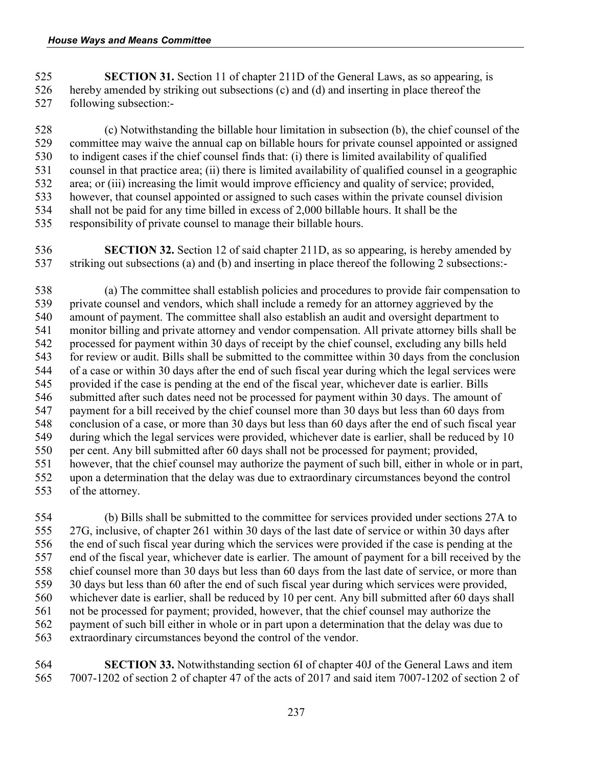**SECTION 31.** Section 11 of chapter 211D of the General Laws, as so appearing, is hereby amended by striking out subsections (c) and (d) and inserting in place thereof the following subsection:-

(c) Notwithstanding the billable hour limitation in subsection (b), the chief counsel of the committee may waive the annual cap on billable hours for private counsel appointed or assigned to indigent cases if the chief counsel finds that: (i) there is limited availability of qualified counsel in that practice area; (ii) there is limited availability of qualified counsel in a geographic area; or (iii) increasing the limit would improve efficiency and quality of service; provided, however, that counsel appointed or assigned to such cases within the private counsel division shall not be paid for any time billed in excess of 2,000 billable hours. It shall be the responsibility of private counsel to manage their billable hours.

**SECTION 32.** Section 12 of said chapter 211D, as so appearing, is hereby amended by striking out subsections (a) and (b) and inserting in place thereof the following 2 subsections:-

(a) The committee shall establish policies and procedures to provide fair compensation to private counsel and vendors, which shall include a remedy for an attorney aggrieved by the amount of payment. The committee shall also establish an audit and oversight department to monitor billing and private attorney and vendor compensation. All private attorney bills shall be processed for payment within 30 days of receipt by the chief counsel, excluding any bills held for review or audit. Bills shall be submitted to the committee within 30 days from the conclusion of a case or within 30 days after the end of such fiscal year during which the legal services were provided if the case is pending at the end of the fiscal year, whichever date is earlier. Bills submitted after such dates need not be processed for payment within 30 days. The amount of payment for a bill received by the chief counsel more than 30 days but less than 60 days from conclusion of a case, or more than 30 days but less than 60 days after the end of such fiscal year during which the legal services were provided, whichever date is earlier, shall be reduced by 10 per cent. Any bill submitted after 60 days shall not be processed for payment; provided, however, that the chief counsel may authorize the payment of such bill, either in whole or in part, upon a determination that the delay was due to extraordinary circumstances beyond the control of the attorney.

(b) Bills shall be submitted to the committee for services provided under sections 27A to 27G, inclusive, of chapter 261 within 30 days of the last date of service or within 30 days after the end of such fiscal year during which the services were provided if the case is pending at the end of the fiscal year, whichever date is earlier. The amount of payment for a bill received by the chief counsel more than 30 days but less than 60 days from the last date of service, or more than 30 days but less than 60 after the end of such fiscal year during which services were provided, whichever date is earlier, shall be reduced by 10 per cent. Any bill submitted after 60 days shall not be processed for payment; provided, however, that the chief counsel may authorize the payment of such bill either in whole or in part upon a determination that the delay was due to extraordinary circumstances beyond the control of the vendor.

**SECTION 33.** Notwithstanding section 6I of chapter 40J of the General Laws and item 7007-1202 of section 2 of chapter 47 of the acts of 2017 and said item 7007-1202 of section 2 of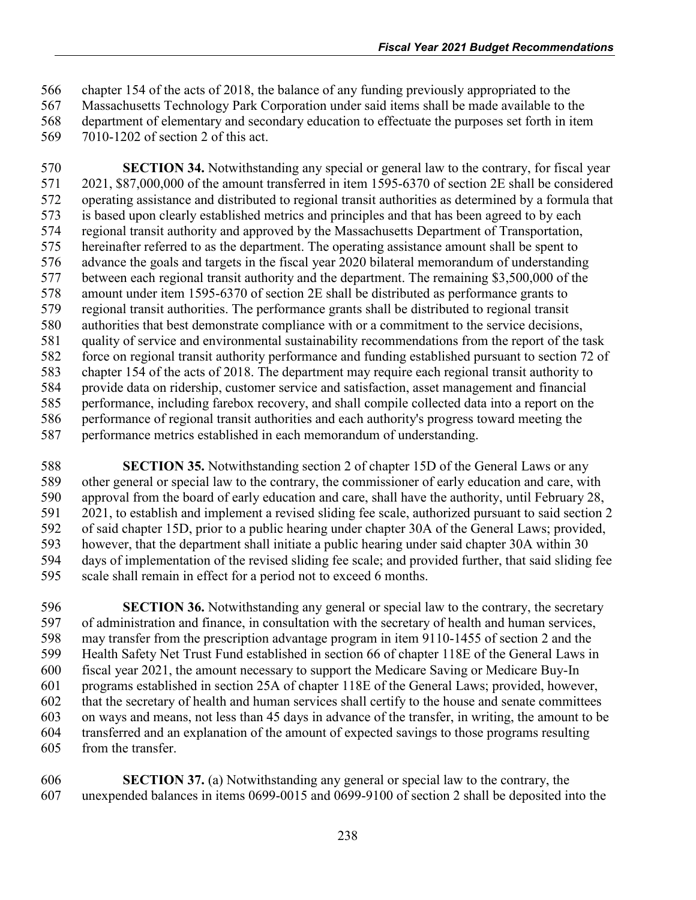chapter 154 of the acts of 2018, the balance of any funding previously appropriated to the Massachusetts Technology Park Corporation under said items shall be made available to the department of elementary and secondary education to effectuate the purposes set forth in item 7010-1202 of section 2 of this act.

**SECTION 34.** Notwithstanding any special or general law to the contrary, for fiscal year 2021, $87,000,000 of the amount transferred in item 1595-6370 of section 2E shall be considered operating assistance and distributed to regional transit authorities as determined by a formula that is based upon clearly established metrics and principles and that has been agreed to by each regional transit authority and approved by the Massachusetts Department of Transportation, hereinafter referred to as the department. The operating assistance amount shall be spent to advance the goals and targets in the fiscal year 2020 bilateral memorandum of understanding between each regional transit authority and the department. The remaining $3,500,000 of the amount under item 1595-6370 of section 2E shall be distributed as performance grants to regional transit authorities. The performance grants shall be distributed to regional transit authorities that best demonstrate compliance with or a commitment to the service decisions, quality of service and environmental sustainability recommendations from the report of the task force on regional transit authority performance and funding established pursuant to section 72 of chapter 154 of the acts of 2018. The department may require each regional transit authority to provide data on ridership, customer service and satisfaction, asset management and financial performance, including farebox recovery, and shall compile collected data into a report on the performance of regional transit authorities and each authority's progress toward meeting the performance metrics established in each memorandum of understanding.

**SECTION 35.** Notwithstanding section 2 of chapter 15D of the General Laws or any other general or special law to the contrary, the commissioner of early education and care, with approval from the board of early education and care, shall have the authority, until February 28, 2021, to establish and implement a revised sliding fee scale, authorized pursuant to said section 2 of said chapter 15D, prior to a public hearing under chapter 30A of the General Laws; provided, however, that the department shall initiate a public hearing under said chapter 30A within 30 days of implementation of the revised sliding fee scale; and provided further, that said sliding fee scale shall remain in effect for a period not to exceed 6 months.

**SECTION 36.** Notwithstanding any general or special law to the contrary, the secretary of administration and finance, in consultation with the secretary of health and human services, may transfer from the prescription advantage program in item 9110-1455 of section 2 and the Health Safety Net Trust Fund established in section 66 of chapter 118E of the General Laws in fiscal year 2021, the amount necessary to support the Medicare Saving or Medicare Buy-In programs established in section 25A of chapter 118E of the General Laws; provided, however, that the secretary of health and human services shall certify to the house and senate committees on ways and means, not less than 45 days in advance of the transfer, in writing, the amount to be transferred and an explanation of the amount of expected savings to those programs resulting from the transfer.

**SECTION 37.** (a) Notwithstanding any general or special law to the contrary, the unexpended balances in items 0699-0015 and 0699-9100 of section 2 shall be deposited into the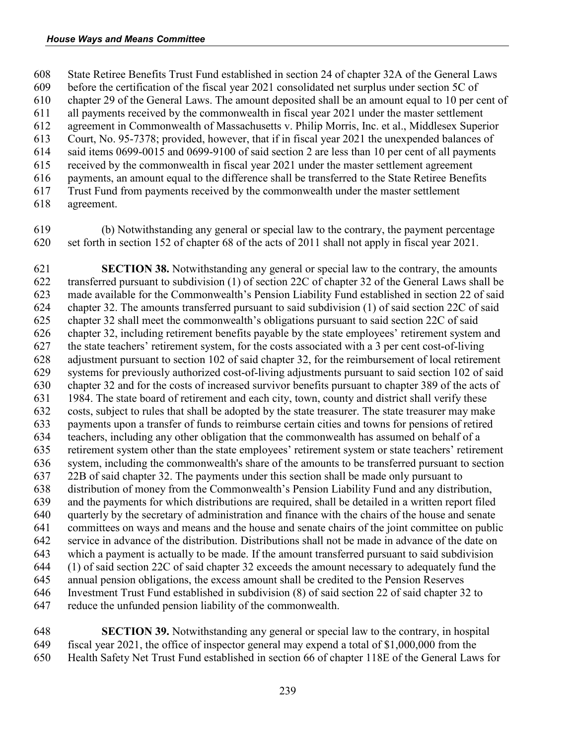State Retiree Benefits Trust Fund established in section 24 of chapter 32A of the General Laws before the certification of the fiscal year 2021 consolidated net surplus under section 5C of chapter 29 of the General Laws. The amount deposited shall be an amount equal to 10 per cent of all payments received by the commonwealth in fiscal year 2021 under the master settlement agreement in Commonwealth of Massachusetts v. Philip Morris, Inc. et al., Middlesex Superior Court, No. 95-7378; provided, however, that if in fiscal year 2021 the unexpended balances of said items 0699-0015 and 0699-9100 of said section 2 are less than 10 per cent of all payments received by the commonwealth in fiscal year 2021 under the master settlement agreement payments, an amount equal to the difference shall be transferred to the State Retiree Benefits Trust Fund from payments received by the commonwealth under the master settlement agreement.

(b) Notwithstanding any general or special law to the contrary, the payment percentage set forth in section 152 of chapter 68 of the acts of 2011 shall not apply in fiscal year 2021.

**SECTION 38.** Notwithstanding any general or special law to the contrary, the amounts transferred pursuant to subdivision (1) of section 22C of chapter 32 of the General Laws shall be made available for the Commonwealth's Pension Liability Fund established in section 22 of said chapter 32. The amounts transferred pursuant to said subdivision (1) of said section 22C of said chapter 32 shall meet the commonwealth's obligations pursuant to said section 22C of said chapter 32, including retirement benefits payable by the state employees' retirement system and the state teachers' retirement system, for the costs associated with a 3 per cent cost-of-living adjustment pursuant to section 102 of said chapter 32, for the reimbursement of local retirement systems for previously authorized cost-of-living adjustments pursuant to said section 102 of said chapter 32 and for the costs of increased survivor benefits pursuant to chapter 389 of the acts of 1984. The state board of retirement and each city, town, county and district shall verify these costs, subject to rules that shall be adopted by the state treasurer. The state treasurer may make payments upon a transfer of funds to reimburse certain cities and towns for pensions of retired teachers, including any other obligation that the commonwealth has assumed on behalf of a retirement system other than the state employees' retirement system or state teachers' retirement system, including the commonwealth's share of the amounts to be transferred pursuant to section 22B of said chapter 32. The payments under this section shall be made only pursuant to distribution of money from the Commonwealth's Pension Liability Fund and any distribution, and the payments for which distributions are required, shall be detailed in a written report filed quarterly by the secretary of administration and finance with the chairs of the house and senate committees on ways and means and the house and senate chairs of the joint committee on public service in advance of the distribution. Distributions shall not be made in advance of the date on which a payment is actually to be made. If the amount transferred pursuant to said subdivision (1) of said section 22C of said chapter 32 exceeds the amount necessary to adequately fund the annual pension obligations, the excess amount shall be credited to the Pension Reserves Investment Trust Fund established in subdivision (8) of said section 22 of said chapter 32 to reduce the unfunded pension liability of the commonwealth.

**SECTION 39.** Notwithstanding any general or special law to the contrary, in hospital fiscal year 2021, the office of inspector general may expend a total of $1,000,000 from the Health Safety Net Trust Fund established in section 66 of chapter 118E of the General Laws for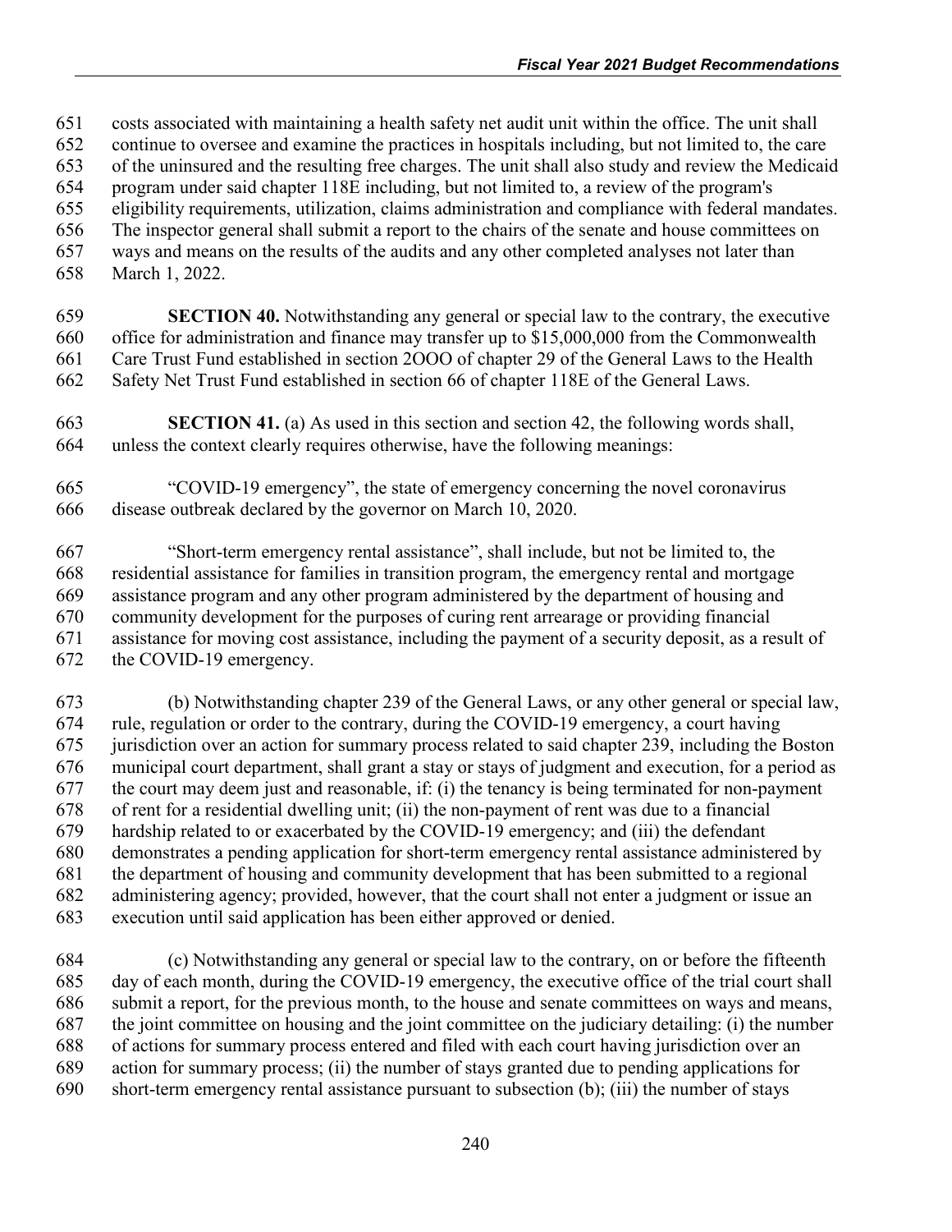costs associated with maintaining a health safety net audit unit within the office. The unit shall continue to oversee and examine the practices in hospitals including, but not limited to, the care of the uninsured and the resulting free charges. The unit shall also study and review the Medicaid program under said chapter 118E including, but not limited to, a review of the program's eligibility requirements, utilization, claims administration and compliance with federal mandates. The inspector general shall submit a report to the chairs of the senate and house committees on ways and means on the results of the audits and any other completed analyses not later than March 1, 2022.

**SECTION 40.** Notwithstanding any general or special law to the contrary, the executive office for administration and finance may transfer up to $15,000,000 from the Commonwealth Care Trust Fund established in section 2OOO of chapter 29 of the General Laws to the Health Safety Net Trust Fund established in section 66 of chapter 118E of the General Laws.

**SECTION 41.** (a) As used in this section and section 42, the following words shall, unless the context clearly requires otherwise, have the following meanings:

"COVID-19 emergency", the state of emergency concerning the novel coronavirus disease outbreak declared by the governor on March 10, 2020.

"Short-term emergency rental assistance", shall include, but not be limited to, the residential assistance for families in transition program, the emergency rental and mortgage assistance program and any other program administered by the department of housing and community development for the purposes of curing rent arrearage or providing financial assistance for moving cost assistance, including the payment of a security deposit, as a result of the COVID-19 emergency.

(b) Notwithstanding chapter 239 of the General Laws, or any other general or special law, rule, regulation or order to the contrary, during the COVID-19 emergency, a court having jurisdiction over an action for summary process related to said chapter 239, including the Boston municipal court department, shall grant a stay or stays of judgment and execution, for a period as the court may deem just and reasonable, if: (i) the tenancy is being terminated for non-payment of rent for a residential dwelling unit; (ii) the non-payment of rent was due to a financial hardship related to or exacerbated by the COVID-19 emergency; and (iii) the defendant demonstrates a pending application for short-term emergency rental assistance administered by the department of housing and community development that has been submitted to a regional administering agency; provided, however, that the court shall not enter a judgment or issue an execution until said application has been either approved or denied.

(c) Notwithstanding any general or special law to the contrary, on or before the fifteenth day of each month, during the COVID-19 emergency, the executive office of the trial court shall submit a report, for the previous month, to the house and senate committees on ways and means, the joint committee on housing and the joint committee on the judiciary detailing: (i) the number of actions for summary process entered and filed with each court having jurisdiction over an action for summary process; (ii) the number of stays granted due to pending applications for short-term emergency rental assistance pursuant to subsection (b); (iii) the number of stays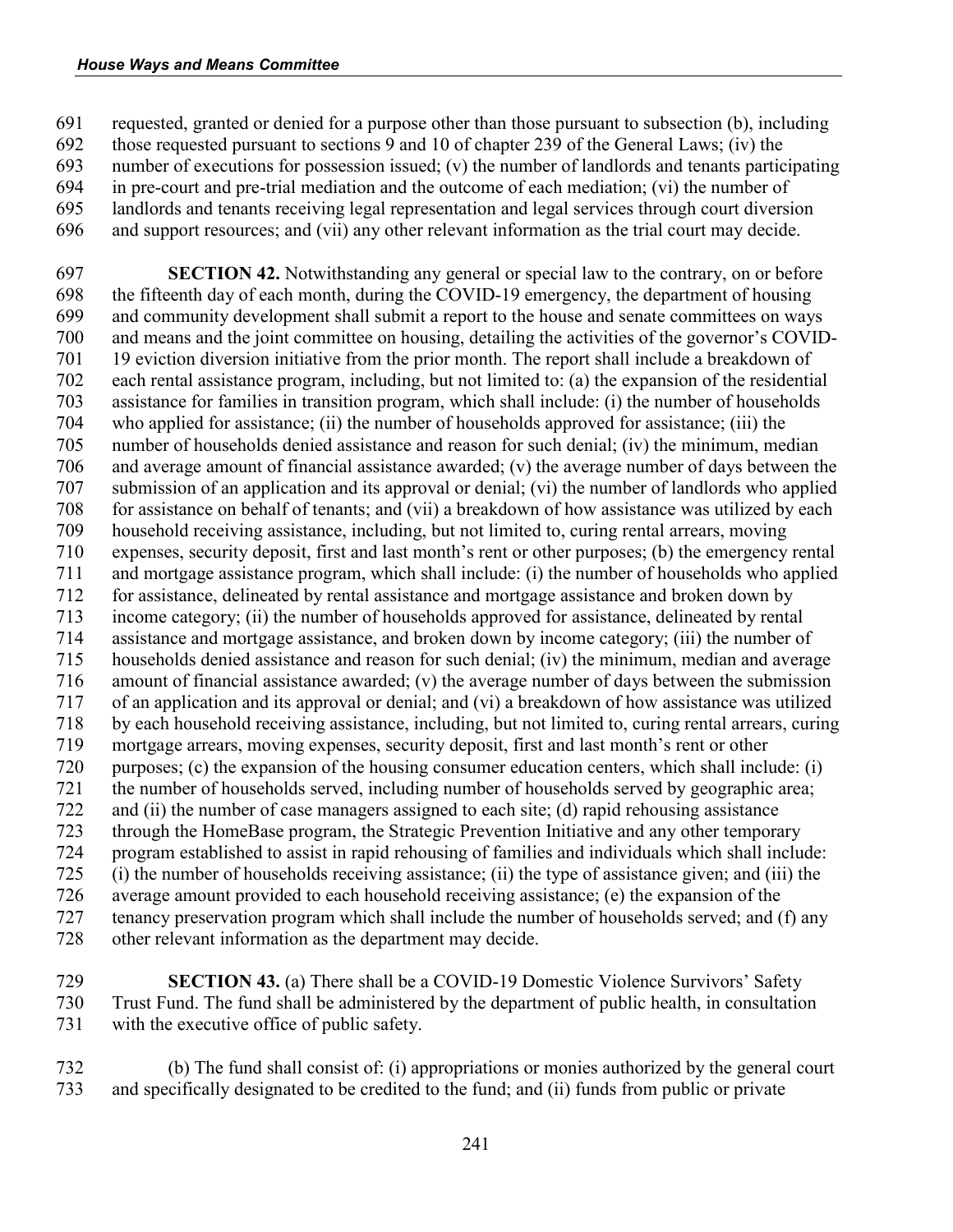requested, granted or denied for a purpose other than those pursuant to subsection (b), including those requested pursuant to sections 9 and 10 of chapter 239 of the General Laws; (iv) the number of executions for possession issued; (v) the number of landlords and tenants participating in pre-court and pre-trial mediation and the outcome of each mediation; (vi) the number of landlords and tenants receiving legal representation and legal services through court diversion and support resources; and (vii) any other relevant information as the trial court may decide.

**SECTION 42.** Notwithstanding any general or special law to the contrary, on or before the fifteenth day of each month, during the COVID-19 emergency, the department of housing and community development shall submit a report to the house and senate committees on ways and means and the joint committee on housing, detailing the activities of the governor's COVID-19 eviction diversion initiative from the prior month. The report shall include a breakdown of each rental assistance program, including, but not limited to: (a) the expansion of the residential assistance for families in transition program, which shall include: (i) the number of households who applied for assistance; (ii) the number of households approved for assistance; (iii) the number of households denied assistance and reason for such denial; (iv) the minimum, median and average amount of financial assistance awarded; (v) the average number of days between the submission of an application and its approval or denial; (vi) the number of landlords who applied for assistance on behalf of tenants; and (vii) a breakdown of how assistance was utilized by each household receiving assistance, including, but not limited to, curing rental arrears, moving expenses, security deposit, first and last month's rent or other purposes; (b) the emergency rental and mortgage assistance program, which shall include: (i) the number of households who applied for assistance, delineated by rental assistance and mortgage assistance and broken down by income category; (ii) the number of households approved for assistance, delineated by rental assistance and mortgage assistance, and broken down by income category; (iii) the number of households denied assistance and reason for such denial; (iv) the minimum, median and average amount of financial assistance awarded; (v) the average number of days between the submission of an application and its approval or denial; and (vi) a breakdown of how assistance was utilized by each household receiving assistance, including, but not limited to, curing rental arrears, curing mortgage arrears, moving expenses, security deposit, first and last month's rent or other purposes; (c) the expansion of the housing consumer education centers, which shall include: (i) the number of households served, including number of households served by geographic area; and (ii) the number of case managers assigned to each site; (d) rapid rehousing assistance through the HomeBase program, the Strategic Prevention Initiative and any other temporary program established to assist in rapid rehousing of families and individuals which shall include: (i) the number of households receiving assistance; (ii) the type of assistance given; and (iii) the average amount provided to each household receiving assistance; (e) the expansion of the tenancy preservation program which shall include the number of households served; and (f) any other relevant information as the department may decide.

**SECTION 43.** (a) There shall be a COVID-19 Domestic Violence Survivors' Safety Trust Fund. The fund shall be administered by the department of public health, in consultation with the executive office of public safety.

(b) The fund shall consist of: (i) appropriations or monies authorized by the general court and specifically designated to be credited to the fund; and (ii) funds from public or private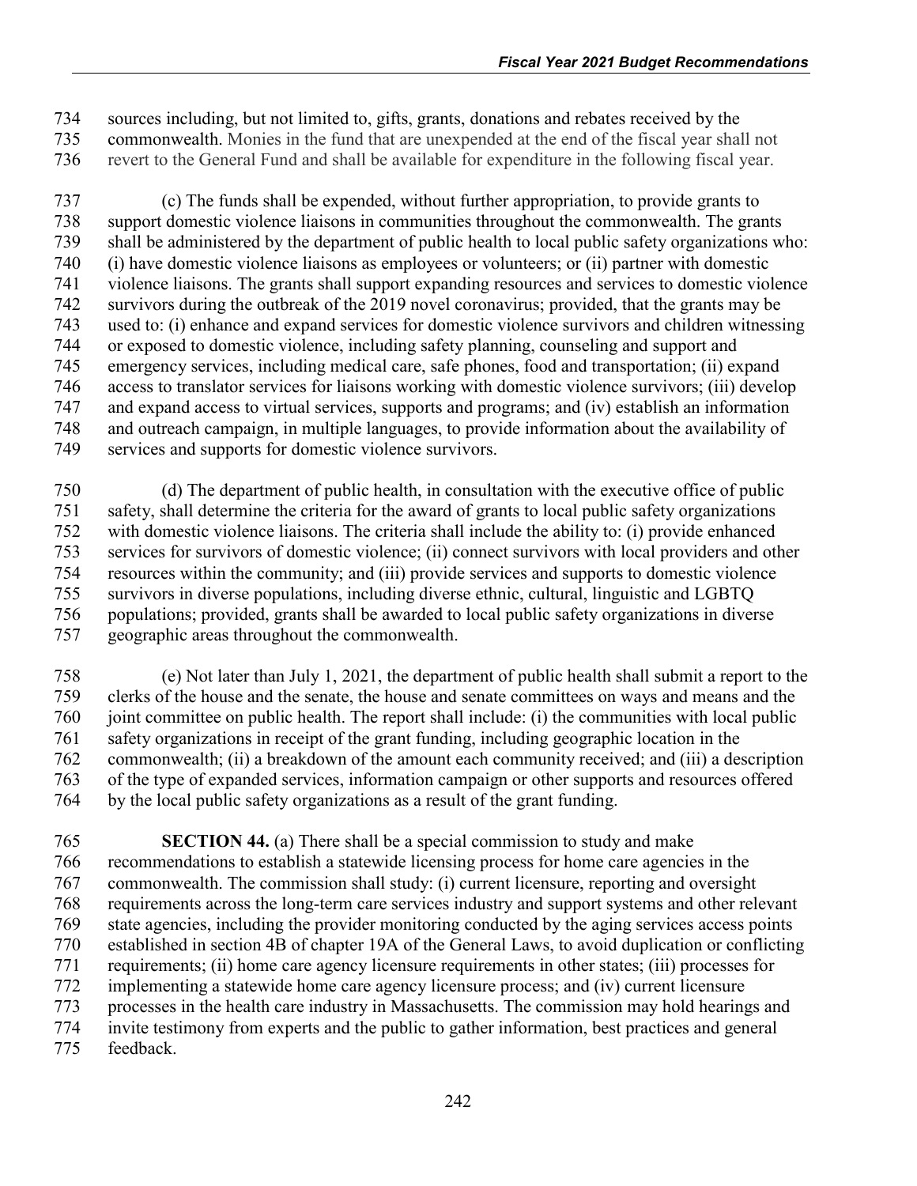sources including, but not limited to, gifts, grants, donations and rebates received by the commonwealth. Monies in the fund that are unexpended at the end of the fiscal year shall not revert to the General Fund and shall be available for expenditure in the following fiscal year.

(c) The funds shall be expended, without further appropriation, to provide grants to support domestic violence liaisons in communities throughout the commonwealth. The grants shall be administered by the department of public health to local public safety organizations who: (i) have domestic violence liaisons as employees or volunteers; or (ii) partner with domestic violence liaisons. The grants shall support expanding resources and services to domestic violence survivors during the outbreak of the 2019 novel coronavirus; provided, that the grants may be used to: (i) enhance and expand services for domestic violence survivors and children witnessing or exposed to domestic violence, including safety planning, counseling and support and emergency services, including medical care, safe phones, food and transportation; (ii) expand access to translator services for liaisons working with domestic violence survivors; (iii) develop and expand access to virtual services, supports and programs; and (iv) establish an information and outreach campaign, in multiple languages, to provide information about the availability of services and supports for domestic violence survivors.

(d) The department of public health, in consultation with the executive office of public safety, shall determine the criteria for the award of grants to local public safety organizations with domestic violence liaisons. The criteria shall include the ability to: (i) provide enhanced services for survivors of domestic violence; (ii) connect survivors with local providers and other resources within the community; and (iii) provide services and supports to domestic violence survivors in diverse populations, including diverse ethnic, cultural, linguistic and LGBTQ populations; provided, grants shall be awarded to local public safety organizations in diverse geographic areas throughout the commonwealth.

(e) Not later than July 1, 2021, the department of public health shall submit a report to the clerks of the house and the senate, the house and senate committees on ways and means and the joint committee on public health. The report shall include: (i) the communities with local public safety organizations in receipt of the grant funding, including geographic location in the commonwealth; (ii) a breakdown of the amount each community received; and (iii) a description of the type of expanded services, information campaign or other supports and resources offered by the local public safety organizations as a result of the grant funding.

**SECTION 44.** (a) There shall be a special commission to study and make recommendations to establish a statewide licensing process for home care agencies in the commonwealth. The commission shall study: (i) current licensure, reporting and oversight requirements across the long-term care services industry and support systems and other relevant state agencies, including the provider monitoring conducted by the aging services access points established in section 4B of chapter 19A of the General Laws, to avoid duplication or conflicting requirements; (ii) home care agency licensure requirements in other states; (iii) processes for implementing a statewide home care agency licensure process; and (iv) current licensure processes in the health care industry in Massachusetts. The commission may hold hearings and invite testimony from experts and the public to gather information, best practices and general feedback.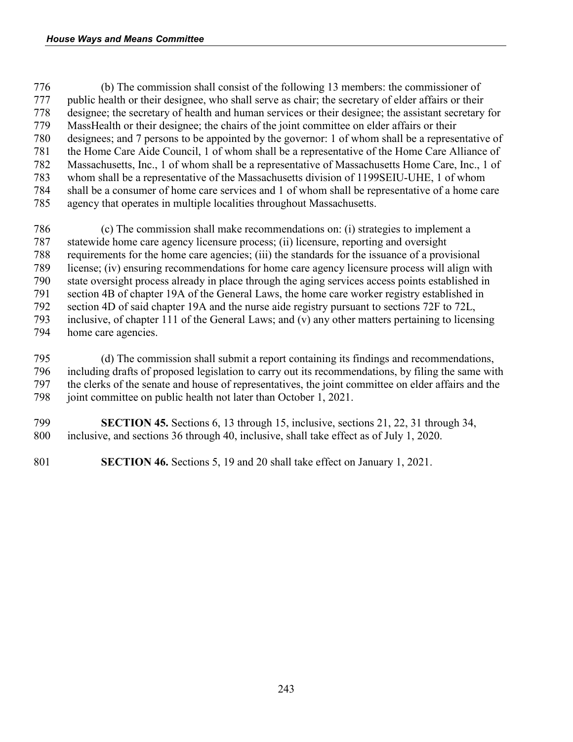(b) The commission shall consist of the following 13 members: the commissioner of public health or their designee, who shall serve as chair; the secretary of elder affairs or their designee; the secretary of health and human services or their designee; the assistant secretary for MassHealth or their designee; the chairs of the joint committee on elder affairs or their designees; and 7 persons to be appointed by the governor: 1 of whom shall be a representative of the Home Care Aide Council, 1 of whom shall be a representative of the Home Care Alliance of Massachusetts, Inc., 1 of whom shall be a representative of Massachusetts Home Care, Inc., 1 of whom shall be a representative of the Massachusetts division of 1199SEIU-UHE, 1 of whom shall be a consumer of home care services and 1 of whom shall be representative of a home care agency that operates in multiple localities throughout Massachusetts.

(c) The commission shall make recommendations on: (i) strategies to implement a statewide home care agency licensure process; (ii) licensure, reporting and oversight requirements for the home care agencies; (iii) the standards for the issuance of a provisional license; (iv) ensuring recommendations for home care agency licensure process will align with state oversight process already in place through the aging services access points established in section 4B of chapter 19A of the General Laws, the home care worker registry established in section 4D of said chapter 19A and the nurse aide registry pursuant to sections 72F to 72L, inclusive, of chapter 111 of the General Laws; and (v) any other matters pertaining to licensing home care agencies.

(d) The commission shall submit a report containing its findings and recommendations, including drafts of proposed legislation to carry out its recommendations, by filing the same with the clerks of the senate and house of representatives, the joint committee on elder affairs and the joint committee on public health not later than October 1, 2021.

**SECTION 45.** Sections 6, 13 through 15, inclusive, sections 21, 22, 31 through 34, inclusive, and sections 36 through 40, inclusive, shall take effect as of July 1, 2020.

**SECTION 46.** Sections 5, 19 and 20 shall take effect on January 1, 2021.